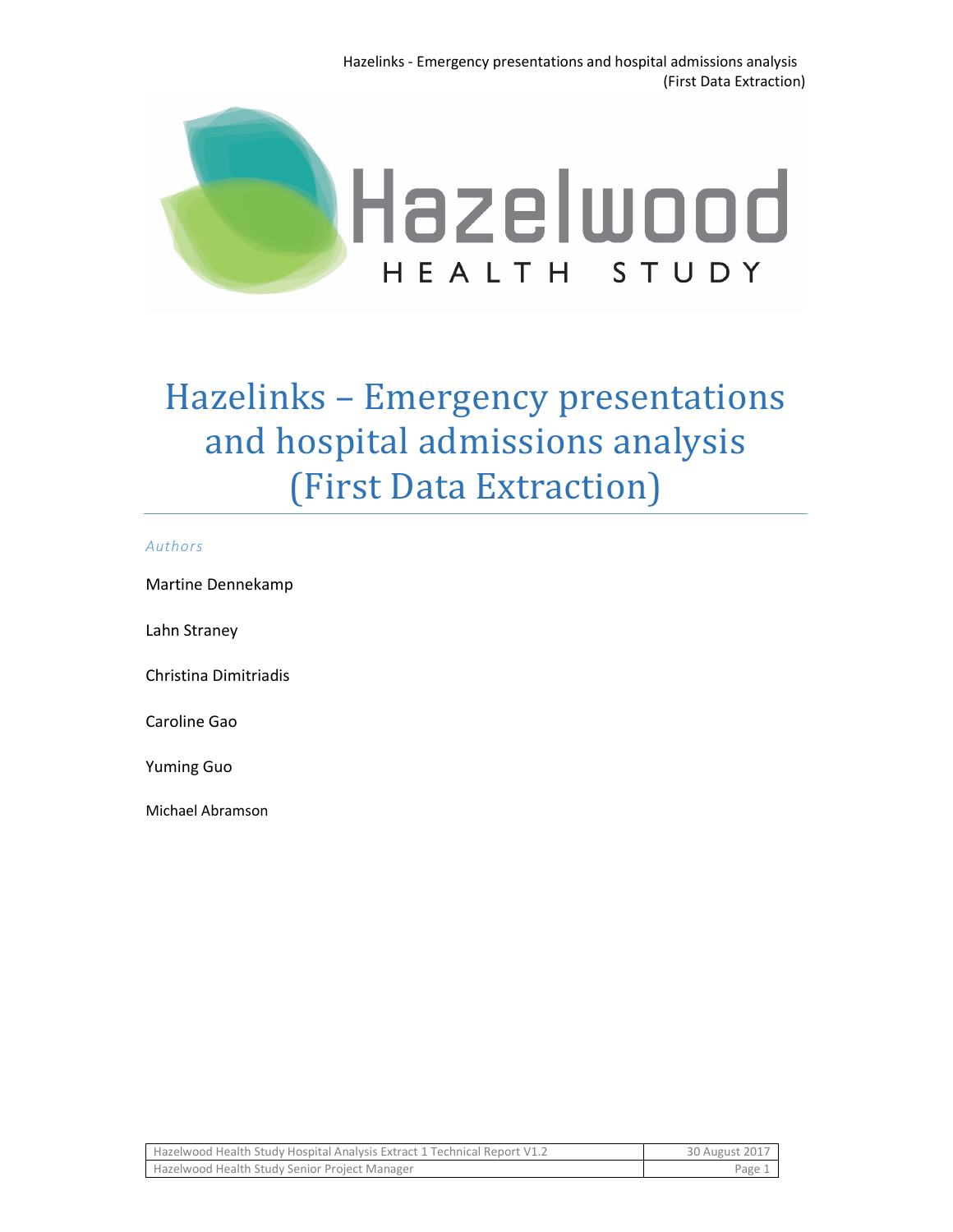# Hazelinks – Emergency presentations and hospital admissions analysis (First Data Extraction)

*Authors*

Martine Dennekamp

Lahn Straney

Christina Dimitriadis

Caroline Gao

Yuming Guo

Michael Abramson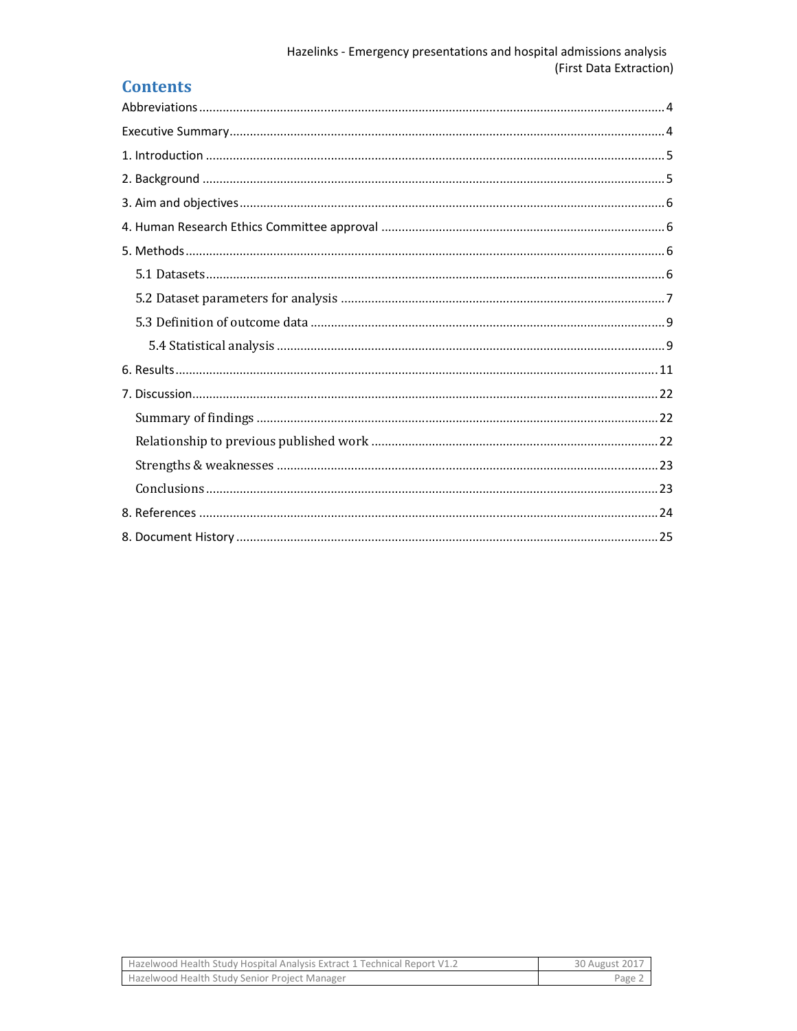# Contents

Abbreviations ..... 4

Executive Summary ..... 4

1. Introduction ..... 5

2. Background ..... 5

3. Aim and objectives ..... 6

4. Human Research Ethics Committee approval ..... 6

5. Methods ..... 6

   5.1 Datasets ..... 6

   5.2 Dataset parameters for analysis ..... 7

   5.3 Definition of outcome data ..... 9

      5.4 Statistical analysis ..... 9

6. Results ..... 11

7. Discussion ..... 22

   Summary of findings ..... 22

   Relationship to previous published work ..... 22

   Strengths & weaknesses ..... 23

   Conclusions ..... 23

8. References ..... 24

8. Document History ..... 25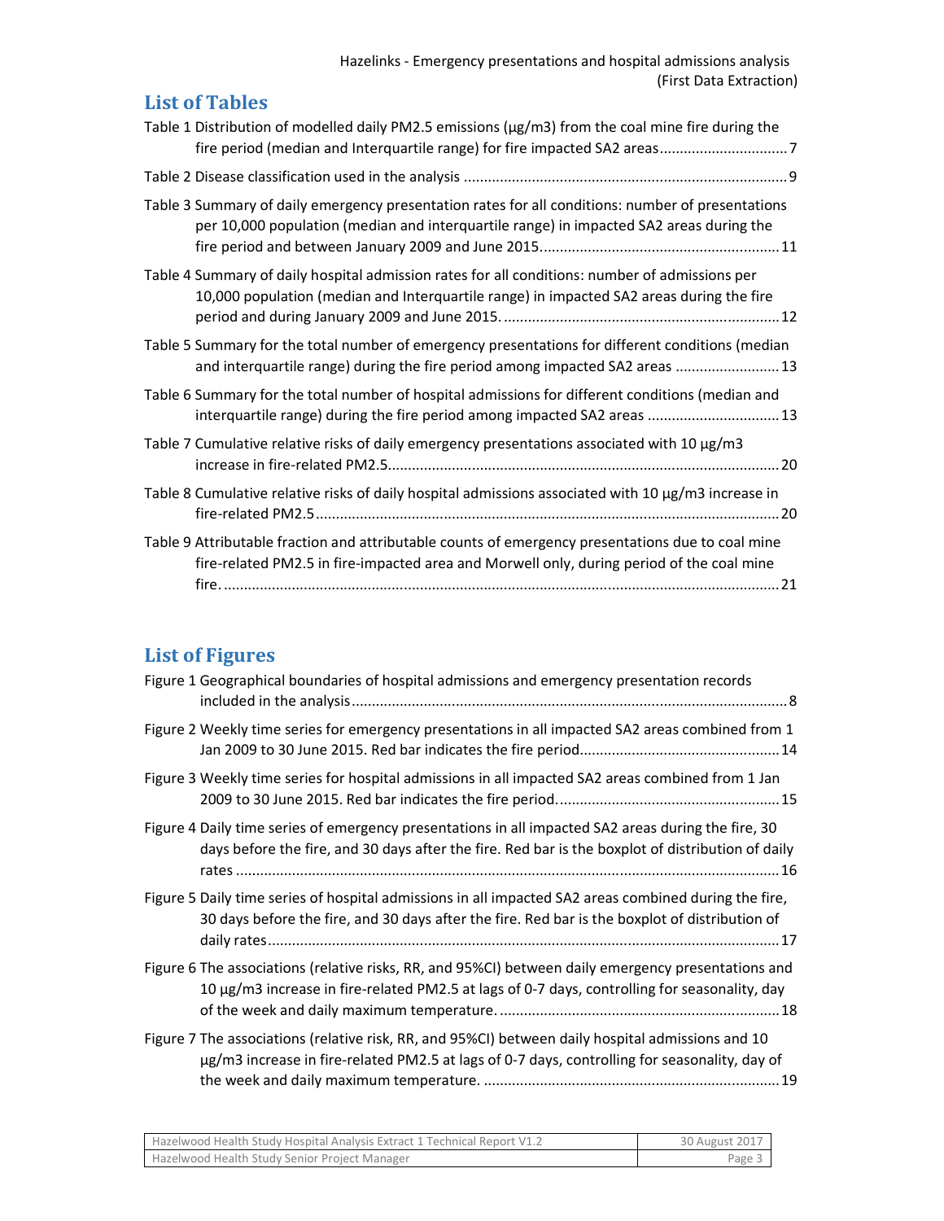## List of Tables

Table 1 Distribution of modelled daily PM2.5 emissions (μg/m3) from the coal mine fire during the fire period (median and Interquartile range) for fire impacted SA2 areas ............................... 7

Table 2 Disease classification used in the analysis ................................................................................ 9

Table 3 Summary of daily emergency presentation rates for all conditions: number of presentations per 10,000 population (median and interquartile range) in impacted SA2 areas during the fire period and between January 2009 and June 2015 ........................................................... 11

Table 4 Summary of daily hospital admission rates for all conditions: number of admissions per 10,000 population (median and Interquartile range) in impacted SA2 areas during the fire period and during January 2009 and June 2015 .................................................................... 12

Table 5 Summary for the total number of emergency presentations for different conditions (median and interquartile range) during the fire period among impacted SA2 areas ......................... 13

Table 6 Summary for the total number of hospital admissions for different conditions (median and interquartile range) during the fire period among impacted SA2 areas ................................ 13

Table 7 Cumulative relative risks of daily emergency presentations associated with 10 μg/m3 increase in fire-related PM2.5 ................................................................................................ 20

Table 8 Cumulative relative risks of daily hospital admissions associated with 10 μg/m3 increase in fire-related PM2.5 .................................................................................................................. 20

Table 9 Attributable fraction and attributable counts of emergency presentations due to coal mine fire-related PM2.5 in fire-impacted area and Morwell only, during period of the coal mine fire ........................................................................................................................................ 21

## List of Figures

Figure 1 Geographical boundaries of hospital admissions and emergency presentation records included in the analysis ........................................................................................................... 8

Figure 2 Weekly time series for emergency presentations in all impacted SA2 areas combined from 1 Jan 2009 to 30 June 2015. Red bar indicates the fire period ................................................. 14

Figure 3 Weekly time series for hospital admissions in all impacted SA2 areas combined from 1 Jan 2009 to 30 June 2015. Red bar indicates the fire period ...................................................... 15

Figure 4 Daily time series of emergency presentations in all impacted SA2 areas during the fire, 30 days before the fire, and 30 days after the fire. Red bar is the boxplot of distribution of daily rates ...................................................................................................................................... 16

Figure 5 Daily time series of hospital admissions in all impacted SA2 areas combined during the fire, 30 days before the fire, and 30 days after the fire. Red bar is the boxplot of distribution of daily rates .............................................................................................................................. 17

Figure 6 The associations (relative risks, RR, and 95%CI) between daily emergency presentations and 10 μg/m3 increase in fire-related PM2.5 at lags of 0-7 days, controlling for seasonality, day of the week and daily maximum temperature ..................................................................... 18

Figure 7 The associations (relative risk, RR, and 95%CI) between daily hospital admissions and 10 μg/m3 increase in fire-related PM2.5 at lags of 0-7 days, controlling for seasonality, day of the week and daily maximum temperature ......................................................................... 19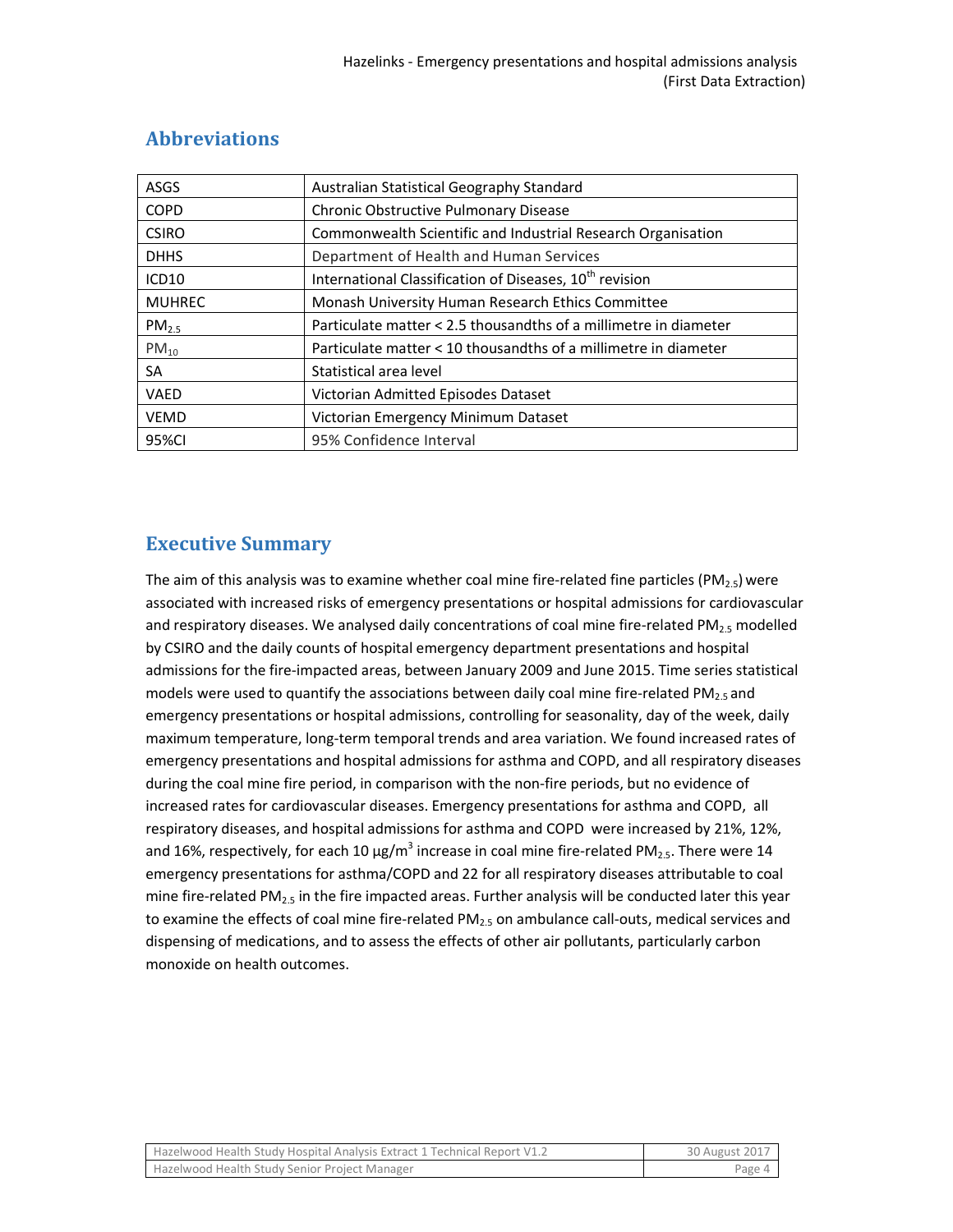## Abbreviations

| | |
|---|---|
| ASGS | Australian Statistical Geography Standard |
| COPD | Chronic Obstructive Pulmonary Disease |
| CSIRO | Commonwealth Scientific and Industrial Research Organisation |
| DHHS | Department of Health and Human Services |
| ICD10 | International Classification of Diseases, 10th revision |
| MUHREC | Monash University Human Research Ethics Committee |
| $PM_{2.5}$ | Particulate matter < 2.5 thousandths of a millimetre in diameter |
| $PM_{10}$ | Particulate matter < 10 thousandths of a millimetre in diameter |
| SA | Statistical area level |
| VAED | Victorian Admitted Episodes Dataset |
| VEMD | Victorian Emergency Minimum Dataset |
| 95%CI | 95% Confidence Interval |

## Executive Summary

The aim of this analysis was to examine whether coal mine fire-related fine particles ($PM_{2.5}$) were associated with increased risks of emergency presentations or hospital admissions for cardiovascular and respiratory diseases. We analysed daily concentrations of coal mine fire-related $PM_{2.5}$ modelled by CSIRO and the daily counts of hospital emergency department presentations and hospital admissions for the fire-impacted areas, between January 2009 and June 2015. Time series statistical models were used to quantify the associations between daily coal mine fire-related $PM_{2.5}$ and emergency presentations or hospital admissions, controlling for seasonality, day of the week, daily maximum temperature, long-term temporal trends and area variation. We found increased rates of emergency presentations and hospital admissions for asthma and COPD, and all respiratory diseases during the coal mine fire period, in comparison with the non-fire periods, but no evidence of increased rates for cardiovascular diseases. Emergency presentations for asthma and COPD, all respiratory diseases, and hospital admissions for asthma and COPD were increased by 21%, 12%, and 16%, respectively, for each 10 $\mu g/m^3$ increase in coal mine fire-related $PM_{2.5}$. There were 14 emergency presentations for asthma/COPD and 22 for all respiratory diseases attributable to coal mine fire-related $PM_{2.5}$ in the fire impacted areas. Further analysis will be conducted later this year to examine the effects of coal mine fire-related $PM_{2.5}$ on ambulance call-outs, medical services and dispensing of medications, and to assess the effects of other air pollutants, particularly carbon monoxide on health outcomes.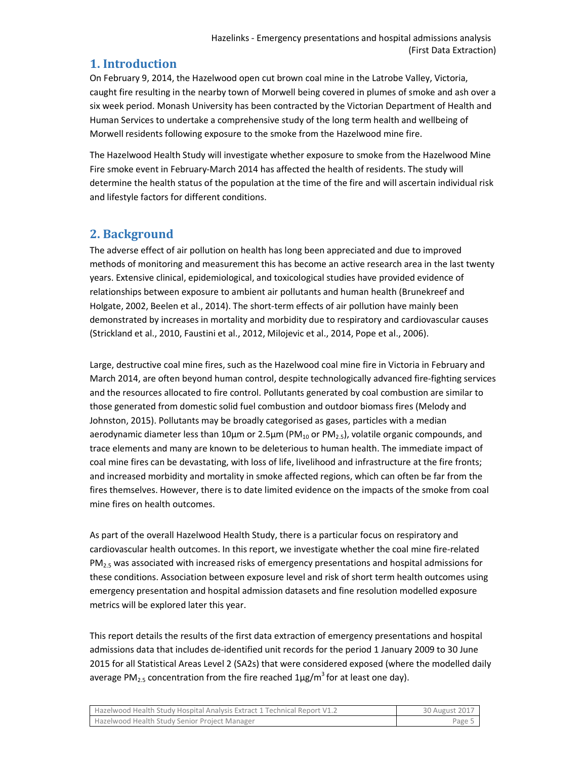## 1. Introduction

On February 9, 2014, the Hazelwood open cut brown coal mine in the Latrobe Valley, Victoria, caught fire resulting in the nearby town of Morwell being covered in plumes of smoke and ash over a six week period. Monash University has been contracted by the Victorian Department of Health and Human Services to undertake a comprehensive study of the long term health and wellbeing of Morwell residents following exposure to the smoke from the Hazelwood mine fire.

The Hazelwood Health Study will investigate whether exposure to smoke from the Hazelwood Mine Fire smoke event in February-March 2014 has affected the health of residents. The study will determine the health status of the population at the time of the fire and will ascertain individual risk and lifestyle factors for different conditions.

## 2. Background

The adverse effect of air pollution on health has long been appreciated and due to improved methods of monitoring and measurement this has become an active research area in the last twenty years. Extensive clinical, epidemiological, and toxicological studies have provided evidence of relationships between exposure to ambient air pollutants and human health (Brunekreef and Holgate, 2002, Beelen et al., 2014). The short-term effects of air pollution have mainly been demonstrated by increases in mortality and morbidity due to respiratory and cardiovascular causes (Strickland et al., 2010, Faustini et al., 2012, Milojevic et al., 2014, Pope et al., 2006).

Large, destructive coal mine fires, such as the Hazelwood coal mine fire in Victoria in February and March 2014, are often beyond human control, despite technologically advanced fire-fighting services and the resources allocated to fire control. Pollutants generated by coal combustion are similar to those generated from domestic solid fuel combustion and outdoor biomass fires (Melody and Johnston, 2015). Pollutants may be broadly categorised as gases, particles with a median aerodynamic diameter less than 10µm or 2.5µm ($PM_{10}$ or $PM_{2.5}$), volatile organic compounds, and trace elements and many are known to be deleterious to human health. The immediate impact of coal mine fires can be devastating, with loss of life, livelihood and infrastructure at the fire fronts; and increased morbidity and mortality in smoke affected regions, which can often be far from the fires themselves. However, there is to date limited evidence on the impacts of the smoke from coal mine fires on health outcomes.

As part of the overall Hazelwood Health Study, there is a particular focus on respiratory and cardiovascular health outcomes. In this report, we investigate whether the coal mine fire-related $PM_{2.5}$ was associated with increased risks of emergency presentations and hospital admissions for these conditions. Association between exposure level and risk of short term health outcomes using emergency presentation and hospital admission datasets and fine resolution modelled exposure metrics will be explored later this year.

This report details the results of the first data extraction of emergency presentations and hospital admissions data that includes de-identified unit records for the period 1 January 2009 to 30 June 2015 for all Statistical Areas Level 2 (SA2s) that were considered exposed (where the modelled daily average $PM_{2.5}$ concentration from the fire reached 1µg/m$^3$ for at least one day).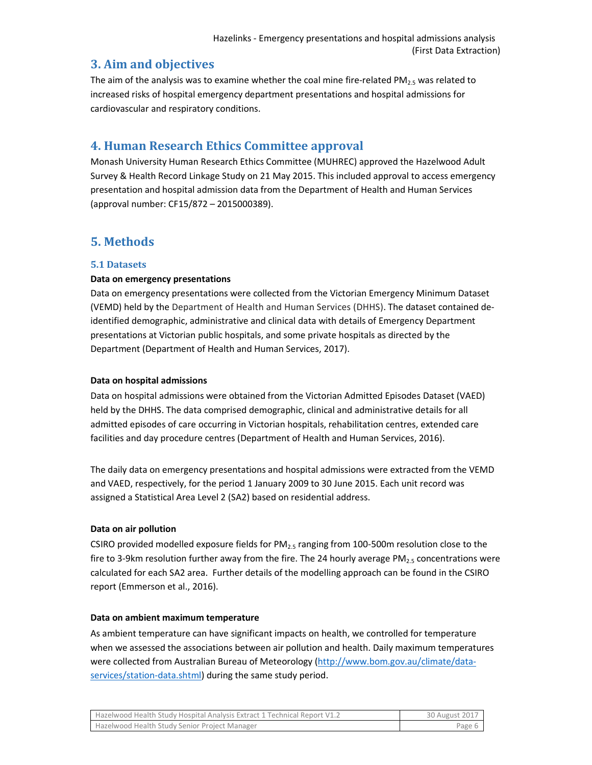## 3. Aim and objectives

The aim of the analysis was to examine whether the coal mine fire-related $PM_{2.5}$ was related to increased risks of hospital emergency department presentations and hospital admissions for cardiovascular and respiratory conditions.

## 4. Human Research Ethics Committee approval

Monash University Human Research Ethics Committee (MUHREC) approved the Hazelwood Adult Survey & Health Record Linkage Study on 21 May 2015. This included approval to access emergency presentation and hospital admission data from the Department of Health and Human Services (approval number: CF15/872 – 2015000389).

## 5. Methods

### 5.1 Datasets

**Data on emergency presentations**

Data on emergency presentations were collected from the Victorian Emergency Minimum Dataset (VEMD) held by the Department of Health and Human Services (DHHS). The dataset contained de-identified demographic, administrative and clinical data with details of Emergency Department presentations at Victorian public hospitals, and some private hospitals as directed by the Department (Department of Health and Human Services, 2017).

**Data on hospital admissions**

Data on hospital admissions were obtained from the Victorian Admitted Episodes Dataset (VAED) held by the DHHS. The data comprised demographic, clinical and administrative details for all admitted episodes of care occurring in Victorian hospitals, rehabilitation centres, extended care facilities and day procedure centres (Department of Health and Human Services, 2016).

The daily data on emergency presentations and hospital admissions were extracted from the VEMD and VAED, respectively, for the period 1 January 2009 to 30 June 2015. Each unit record was assigned a Statistical Area Level 2 (SA2) based on residential address.

**Data on air pollution**

CSIRO provided modelled exposure fields for $PM_{2.5}$ ranging from 100-500m resolution close to the fire to 3-9km resolution further away from the fire. The 24 hourly average $PM_{2.5}$ concentrations were calculated for each SA2 area. Further details of the modelling approach can be found in the CSIRO report (Emmerson et al., 2016).

**Data on ambient maximum temperature**

As ambient temperature can have significant impacts on health, we controlled for temperature when we assessed the associations between air pollution and health. Daily maximum temperatures were collected from Australian Bureau of Meteorology (http://www.bom.gov.au/climate/data-services/station-data.shtml) during the same study period.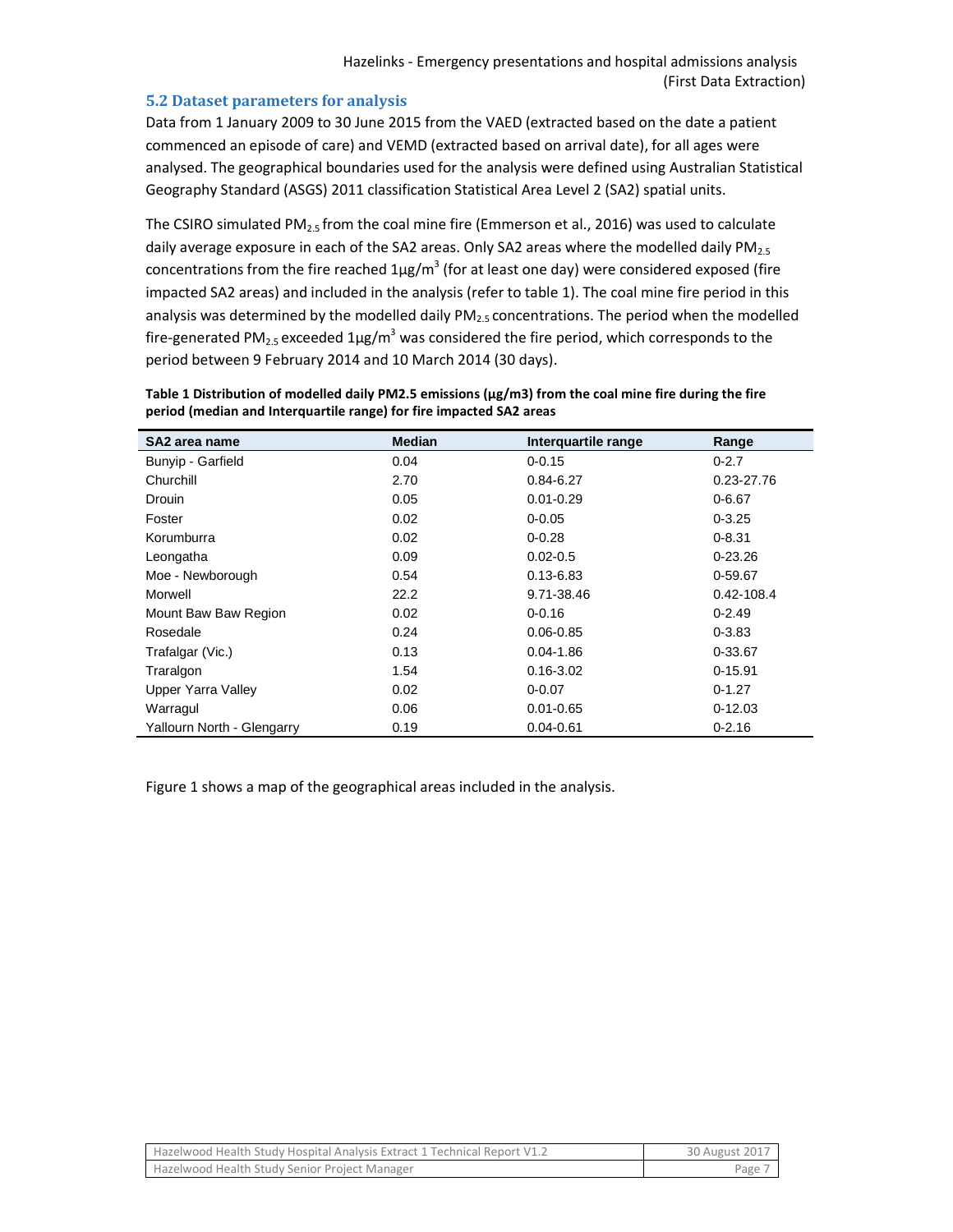### 5.2 Dataset parameters for analysis

Data from 1 January 2009 to 30 June 2015 from the VAED (extracted based on the date a patient commenced an episode of care) and VEMD (extracted based on arrival date), for all ages were analysed. The geographical boundaries used for the analysis were defined using Australian Statistical Geography Standard (ASGS) 2011 classification Statistical Area Level 2 (SA2) spatial units.

The CSIRO simulated $PM_{2.5}$ from the coal mine fire (Emmerson et al., 2016) was used to calculate daily average exposure in each of the SA2 areas. Only SA2 areas where the modelled daily $PM_{2.5}$ concentrations from the fire reached $1\mu g/m^3$ (for at least one day) were considered exposed (fire impacted SA2 areas) and included in the analysis (refer to table 1). The coal mine fire period in this analysis was determined by the modelled daily $PM_{2.5}$ concentrations. The period when the modelled fire-generated $PM_{2.5}$ exceeded $1\mu g/m^3$ was considered the fire period, which corresponds to the period between 9 February 2014 and 10 March 2014 (30 days).

**Table 1 Distribution of modelled daily PM2.5 emissions (µg/m3) from the coal mine fire during the fire period (median and Interquartile range) for fire impacted SA2 areas**

| SA2 area name | Median | Interquartile range | Range |
|---|---|---|---|
| Bunyip - Garfield | 0.04 | 0-0.15 | 0-2.7 |
| Churchill | 2.70 | 0.84-6.27 | 0.23-27.76 |
| Drouin | 0.05 | 0.01-0.29 | 0-6.67 |
| Foster | 0.02 | 0-0.05 | 0-3.25 |
| Korumburra | 0.02 | 0-0.28 | 0-8.31 |
| Leongatha | 0.09 | 0.02-0.5 | 0-23.26 |
| Moe - Newborough | 0.54 | 0.13-6.83 | 0-59.67 |
| Morwell | 22.2 | 9.71-38.46 | 0.42-108.4 |
| Mount Baw Baw Region | 0.02 | 0-0.16 | 0-2.49 |
| Rosedale | 0.24 | 0.06-0.85 | 0-3.83 |
| Trafalgar (Vic.) | 0.13 | 0.04-1.86 | 0-33.67 |
| Traralgon | 1.54 | 0.16-3.02 | 0-15.91 |
| Upper Yarra Valley | 0.02 | 0-0.07 | 0-1.27 |
| Warragul | 0.06 | 0.01-0.65 | 0-12.03 |
| Yallourn North - Glengarry | 0.19 | 0.04-0.61 | 0-2.16 |

Figure 1 shows a map of the geographical areas included in the analysis.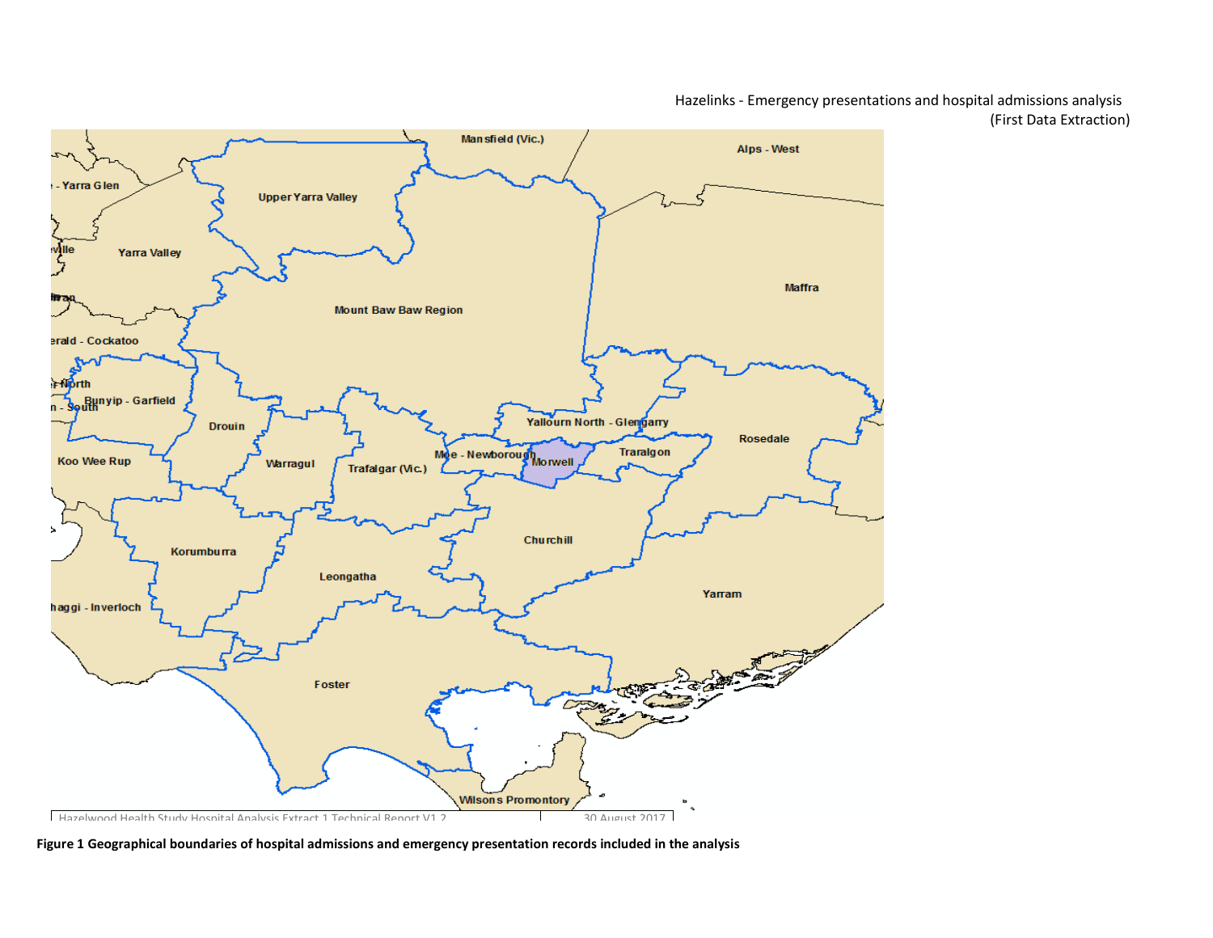**Figure 1 Geographical boundaries of hospital admissions and emergency presentation records included in the analysis**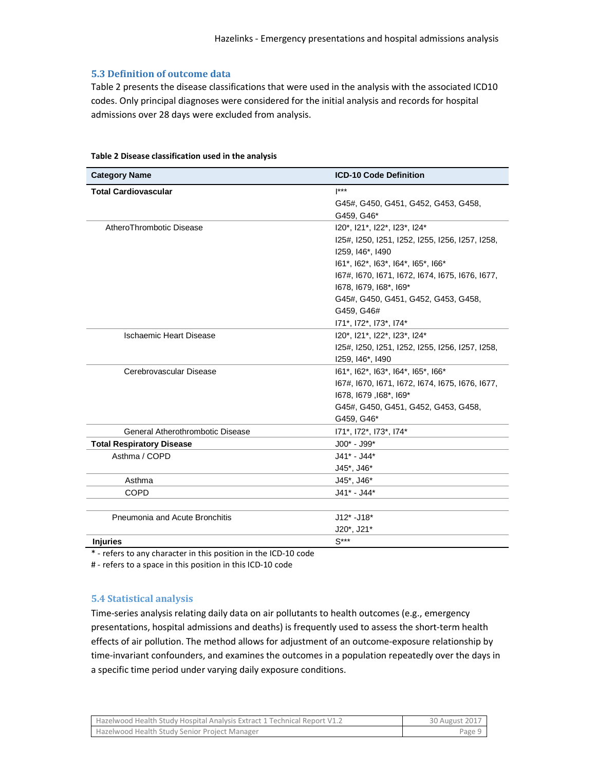### 5.3 Definition of outcome data

Table 2 presents the disease classifications that were used in the analysis with the associated ICD10 codes. Only principal diagnoses were considered for the initial analysis and records for hospital admissions over 28 days were excluded from analysis.

**Table 2 Disease classification used in the analysis**

| Category Name | ICD-10 Code Definition |
|---|---|
| **Total Cardiovascular** | I***<br>G45#, G450, G451, G452, G453, G458, G459, G46* |
| AtheroThrombotic Disease | I20*, I21*, I22*, I23*, I24*<br>I25#, I250, I251, I252, I255, I256, I257, I258, I259, I46*, I490<br>I61*, I62*, I63*, I64*, I65*, I66*<br>I67#, I670, I671, I672, I674, I675, I676, I677, I678, I679, I68*, I69*<br>G45#, G450, G451, G452, G453, G458, G459, G46#<br>I71*, I72*, I73*, I74* |
| Ischaemic Heart Disease | I20*, I21*, I22*, I23*, I24*<br>I25#, I250, I251, I252, I255, I256, I257, I258, I259, I46*, I490 |
| Cerebrovascular Disease | I61*, I62*, I63*, I64*, I65*, I66*<br>I67#, I670, I671, I672, I674, I675, I676, I677, I678, I679 ,I68*, I69*<br>G45#, G450, G451, G452, G453, G458, G459, G46* |
| General Atherothrombotic Disease | I71*, I72*, I73*, I74* |
| **Total Respiratory Disease** | J00* - J99* |
| Asthma / COPD | J41* - J44*<br>J45*, J46* |
| Asthma | J45*, J46* |
| COPD | J41* - J44* |
| | |
| Pneumonia and Acute Bronchitis | J12* -J18*<br>J20*, J21* |
| **Injuries** | S*** |

* - refers to any character in this position in the ICD-10 code

# - refers to a space in this position in this ICD-10 code

### 5.4 Statistical analysis

Time-series analysis relating daily data on air pollutants to health outcomes (e.g., emergency presentations, hospital admissions and deaths) is frequently used to assess the short-term health effects of air pollution. The method allows for adjustment of an outcome-exposure relationship by time-invariant confounders, and examines the outcomes in a population repeatedly over the days in a specific time period under varying daily exposure conditions.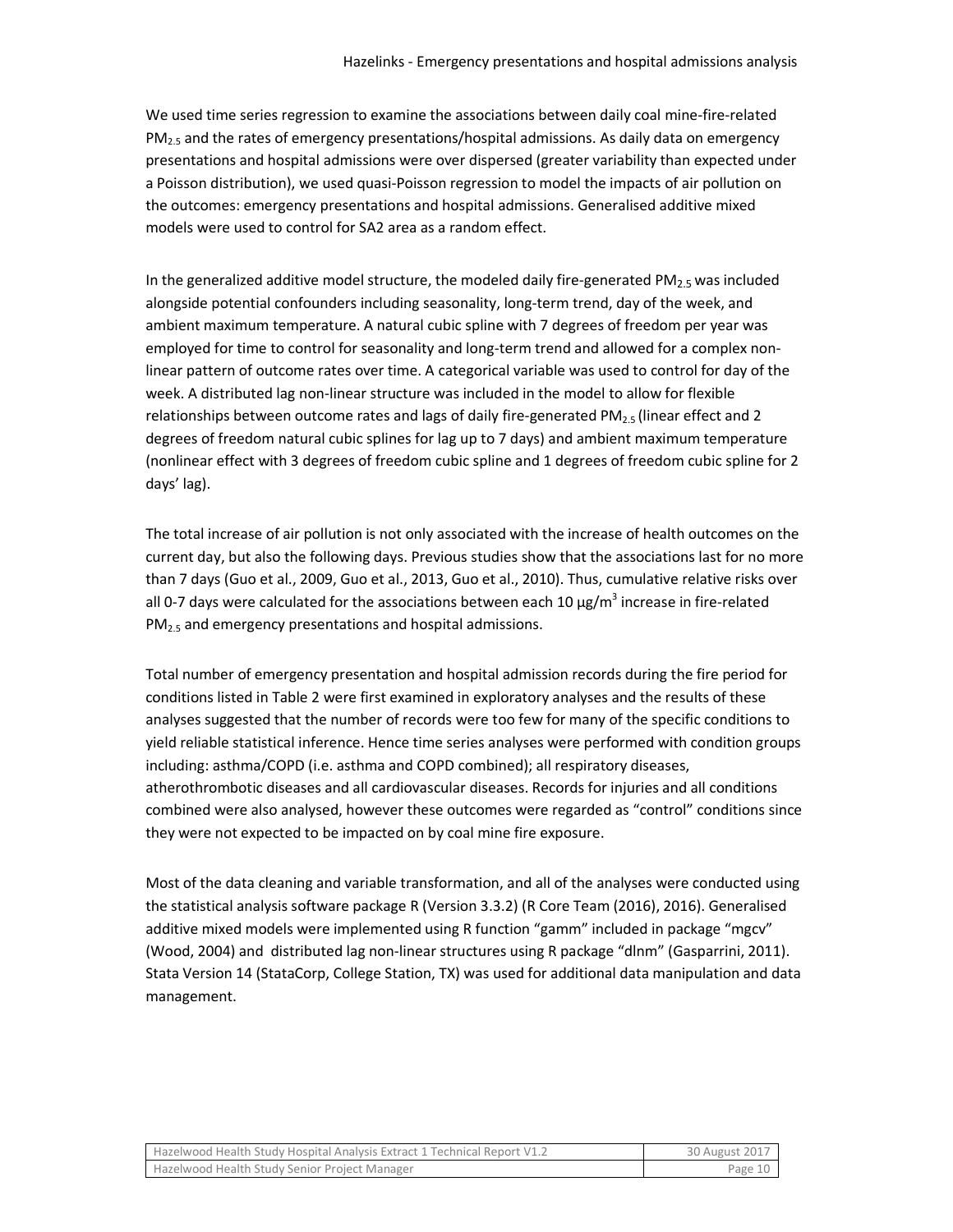We used time series regression to examine the associations between daily coal mine-fire-related $PM_{2.5}$ and the rates of emergency presentations/hospital admissions. As daily data on emergency presentations and hospital admissions were over dispersed (greater variability than expected under a Poisson distribution), we used quasi-Poisson regression to model the impacts of air pollution on the outcomes: emergency presentations and hospital admissions. Generalised additive mixed models were used to control for SA2 area as a random effect.

In the generalized additive model structure, the modeled daily fire-generated $PM_{2.5}$ was included alongside potential confounders including seasonality, long-term trend, day of the week, and ambient maximum temperature. A natural cubic spline with 7 degrees of freedom per year was employed for time to control for seasonality and long-term trend and allowed for a complex non-linear pattern of outcome rates over time. A categorical variable was used to control for day of the week. A distributed lag non-linear structure was included in the model to allow for flexible relationships between outcome rates and lags of daily fire-generated $PM_{2.5}$ (linear effect and 2 degrees of freedom natural cubic splines for lag up to 7 days) and ambient maximum temperature (nonlinear effect with 3 degrees of freedom cubic spline and 1 degrees of freedom cubic spline for 2 days' lag).

The total increase of air pollution is not only associated with the increase of health outcomes on the current day, but also the following days. Previous studies show that the associations last for no more than 7 days (Guo et al., 2009, Guo et al., 2013, Guo et al., 2010). Thus, cumulative relative risks over all 0-7 days were calculated for the associations between each 10 $\mu g/m^3$ increase in fire-related $PM_{2.5}$ and emergency presentations and hospital admissions.

Total number of emergency presentation and hospital admission records during the fire period for conditions listed in Table 2 were first examined in exploratory analyses and the results of these analyses suggested that the number of records were too few for many of the specific conditions to yield reliable statistical inference. Hence time series analyses were performed with condition groups including: asthma/COPD (i.e. asthma and COPD combined); all respiratory diseases, atherothrombotic diseases and all cardiovascular diseases. Records for injuries and all conditions combined were also analysed, however these outcomes were regarded as "control" conditions since they were not expected to be impacted on by coal mine fire exposure.

Most of the data cleaning and variable transformation, and all of the analyses were conducted using the statistical analysis software package R (Version 3.3.2) (R Core Team (2016), 2016). Generalised additive mixed models were implemented using R function "gamm" included in package "mgcv" (Wood, 2004) and distributed lag non-linear structures using R package "dlnm" (Gasparrini, 2011). Stata Version 14 (StataCorp, College Station, TX) was used for additional data manipulation and data management.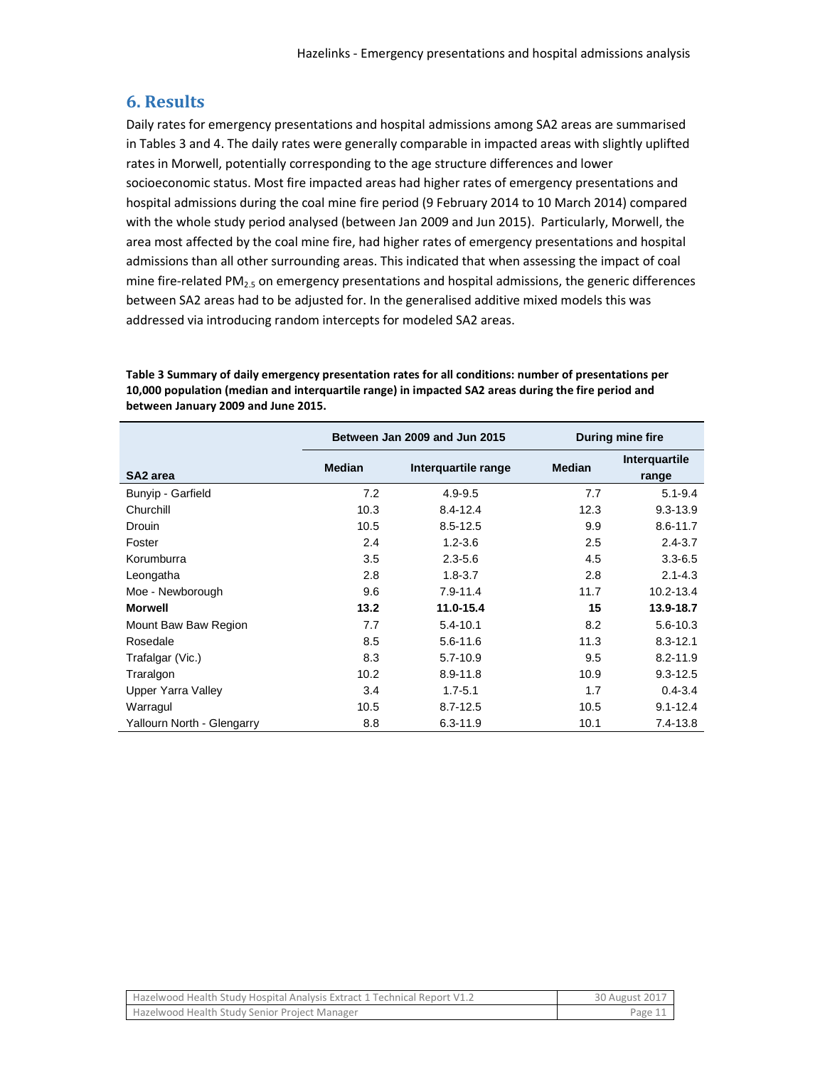## 6. Results

Daily rates for emergency presentations and hospital admissions among SA2 areas are summarised in Tables 3 and 4. The daily rates were generally comparable in impacted areas with slightly uplifted rates in Morwell, potentially corresponding to the age structure differences and lower socioeconomic status. Most fire impacted areas had higher rates of emergency presentations and hospital admissions during the coal mine fire period (9 February 2014 to 10 March 2014) compared with the whole study period analysed (between Jan 2009 and Jun 2015). Particularly, Morwell, the area most affected by the coal mine fire, had higher rates of emergency presentations and hospital admissions than all other surrounding areas. This indicated that when assessing the impact of coal mine fire-related $PM_{2.5}$ on emergency presentations and hospital admissions, the generic differences between SA2 areas had to be adjusted for. In the generalised additive mixed models this was addressed via introducing random intercepts for modeled SA2 areas.

**Table 3 Summary of daily emergency presentation rates for all conditions: number of presentations per 10,000 population (median and interquartile range) in impacted SA2 areas during the fire period and between January 2009 and June 2015.**

| | Between Jan 2009 and Jun 2015 | | During mine fire | |
|---|---|---|---|---|
| **SA2 area** | **Median** | **Interquartile range** | **Median** | **Interquartile range** |
| Bunyip - Garfield | 7.2 | 4.9-9.5 | 7.7 | 5.1-9.4 |
| Churchill | 10.3 | 8.4-12.4 | 12.3 | 9.3-13.9 |
| Drouin | 10.5 | 8.5-12.5 | 9.9 | 8.6-11.7 |
| Foster | 2.4 | 1.2-3.6 | 2.5 | 2.4-3.7 |
| Korumburra | 3.5 | 2.3-5.6 | 4.5 | 3.3-6.5 |
| Leongatha | 2.8 | 1.8-3.7 | 2.8 | 2.1-4.3 |
| Moe - Newborough | 9.6 | 7.9-11.4 | 11.7 | 10.2-13.4 |
| **Morwell** | **13.2** | **11.0-15.4** | **15** | **13.9-18.7** |
| Mount Baw Baw Region | 7.7 | 5.4-10.1 | 8.2 | 5.6-10.3 |
| Rosedale | 8.5 | 5.6-11.6 | 11.3 | 8.3-12.1 |
| Trafalgar (Vic.) | 8.3 | 5.7-10.9 | 9.5 | 8.2-11.9 |
| Traralgon | 10.2 | 8.9-11.8 | 10.9 | 9.3-12.5 |
| Upper Yarra Valley | 3.4 | 1.7-5.1 | 1.7 | 0.4-3.4 |
| Warragul | 10.5 | 8.7-12.5 | 10.5 | 9.1-12.4 |
| Yallourn North - Glengarry | 8.8 | 6.3-11.9 | 10.1 | 7.4-13.8 |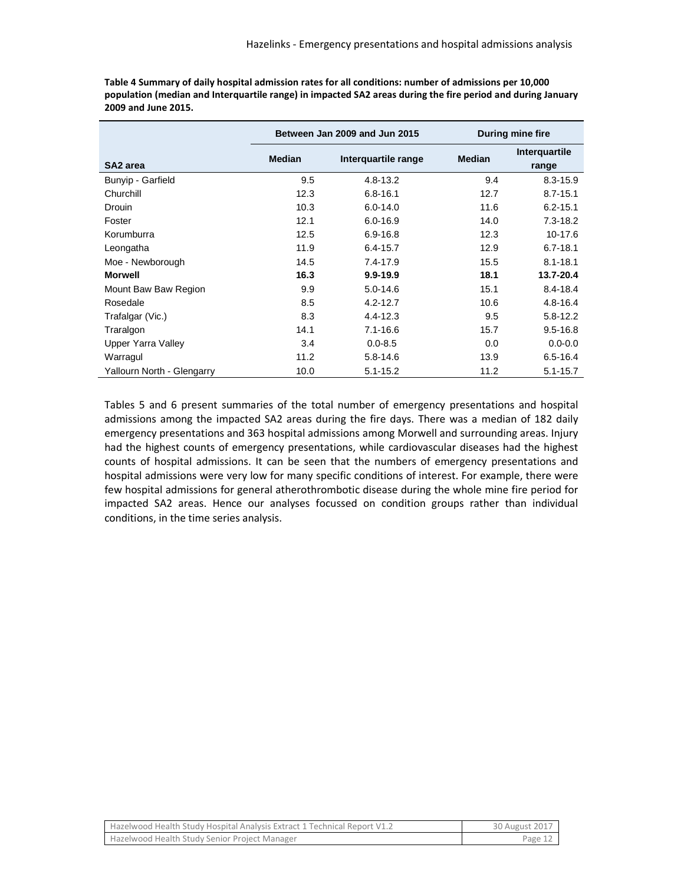**Table 4 Summary of daily hospital admission rates for all conditions: number of admissions per 10,000 population (median and Interquartile range) in impacted SA2 areas during the fire period and during January 2009 and June 2015.**

| | Between Jan 2009 and Jun 2015 | | During mine fire | |
|---|---|---|---|---|
| **SA2 area** | **Median** | **Interquartile range** | **Median** | **Interquartile range** |
| Bunyip - Garfield | 9.5 | 4.8-13.2 | 9.4 | 8.3-15.9 |
| Churchill | 12.3 | 6.8-16.1 | 12.7 | 8.7-15.1 |
| Drouin | 10.3 | 6.0-14.0 | 11.6 | 6.2-15.1 |
| Foster | 12.1 | 6.0-16.9 | 14.0 | 7.3-18.2 |
| Korumburra | 12.5 | 6.9-16.8 | 12.3 | 10-17.6 |
| Leongatha | 11.9 | 6.4-15.7 | 12.9 | 6.7-18.1 |
| Moe - Newborough | 14.5 | 7.4-17.9 | 15.5 | 8.1-18.1 |
| **Morwell** | **16.3** | **9.9-19.9** | **18.1** | **13.7-20.4** |
| Mount Baw Baw Region | 9.9 | 5.0-14.6 | 15.1 | 8.4-18.4 |
| Rosedale | 8.5 | 4.2-12.7 | 10.6 | 4.8-16.4 |
| Trafalgar (Vic.) | 8.3 | 4.4-12.3 | 9.5 | 5.8-12.2 |
| Traralgon | 14.1 | 7.1-16.6 | 15.7 | 9.5-16.8 |
| Upper Yarra Valley | 3.4 | 0.0-8.5 | 0.0 | 0.0-0.0 |
| Warragul | 11.2 | 5.8-14.6 | 13.9 | 6.5-16.4 |
| Yallourn North - Glengarry | 10.0 | 5.1-15.2 | 11.2 | 5.1-15.7 |

Tables 5 and 6 present summaries of the total number of emergency presentations and hospital admissions among the impacted SA2 areas during the fire days. There was a median of 182 daily emergency presentations and 363 hospital admissions among Morwell and surrounding areas. Injury had the highest counts of emergency presentations, while cardiovascular diseases had the highest counts of hospital admissions. It can be seen that the numbers of emergency presentations and hospital admissions were very low for many specific conditions of interest. For example, there were few hospital admissions for general atherothrombotic disease during the whole mine fire period for impacted SA2 areas. Hence our analyses focussed on condition groups rather than individual conditions, in the time series analysis.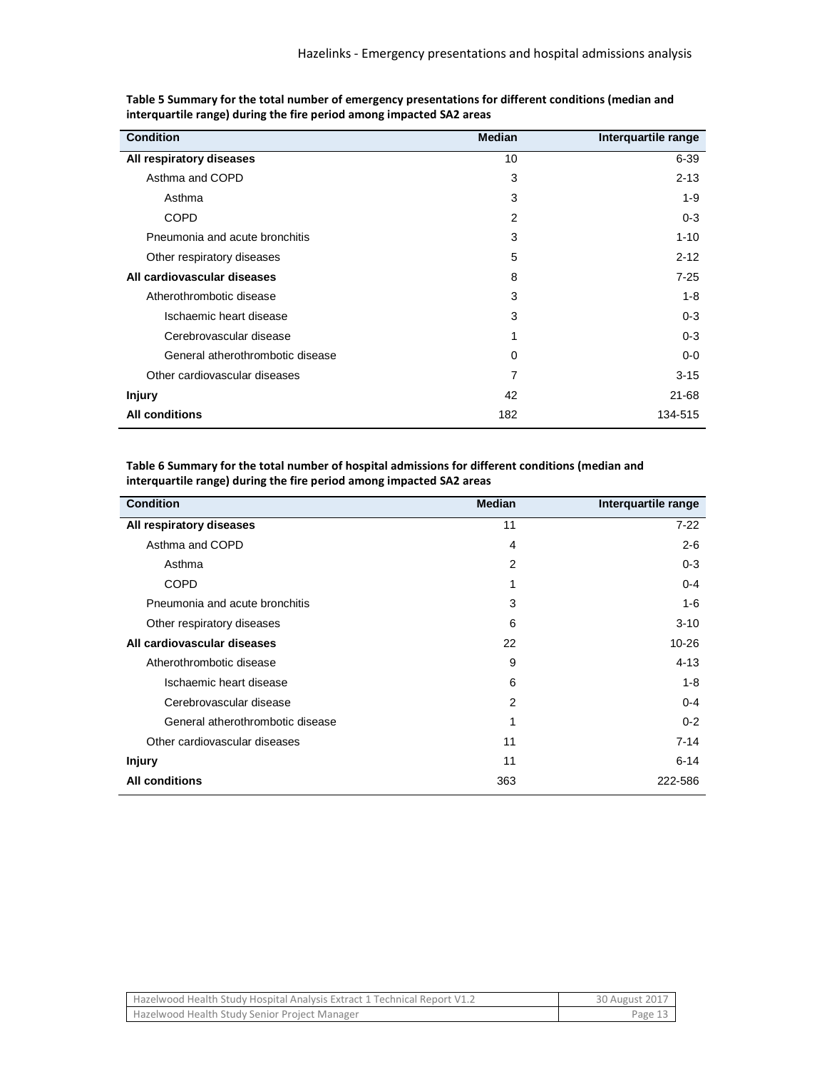**Table 5 Summary for the total number of emergency presentations for different conditions (median and interquartile range) during the fire period among impacted SA2 areas**

| Condition | Median | Interquartile range |
|---|---|---|
| **All respiratory diseases** | 10 | 6-39 |
| Asthma and COPD | 3 | 2-13 |
| Asthma | 3 | 1-9 |
| COPD | 2 | 0-3 |
| Pneumonia and acute bronchitis | 3 | 1-10 |
| Other respiratory diseases | 5 | 2-12 |
| **All cardiovascular diseases** | 8 | 7-25 |
| Atherothrombotic disease | 3 | 1-8 |
| Ischaemic heart disease | 3 | 0-3 |
| Cerebrovascular disease | 1 | 0-3 |
| General atherothrombotic disease | 0 | 0-0 |
| Other cardiovascular diseases | 7 | 3-15 |
| **Injury** | 42 | 21-68 |
| **All conditions** | 182 | 134-515 |

**Table 6 Summary for the total number of hospital admissions for different conditions (median and interquartile range) during the fire period among impacted SA2 areas**

| Condition | Median | Interquartile range |
|---|---|---|
| **All respiratory diseases** | 11 | 7-22 |
| Asthma and COPD | 4 | 2-6 |
| Asthma | 2 | 0-3 |
| COPD | 1 | 0-4 |
| Pneumonia and acute bronchitis | 3 | 1-6 |
| Other respiratory diseases | 6 | 3-10 |
| **All cardiovascular diseases** | 22 | 10-26 |
| Atherothrombotic disease | 9 | 4-13 |
| Ischaemic heart disease | 6 | 1-8 |
| Cerebrovascular disease | 2 | 0-4 |
| General atherothrombotic disease | 1 | 0-2 |
| Other cardiovascular diseases | 11 | 7-14 |
| **Injury** | 11 | 6-14 |
| **All conditions** | 363 | 222-586 |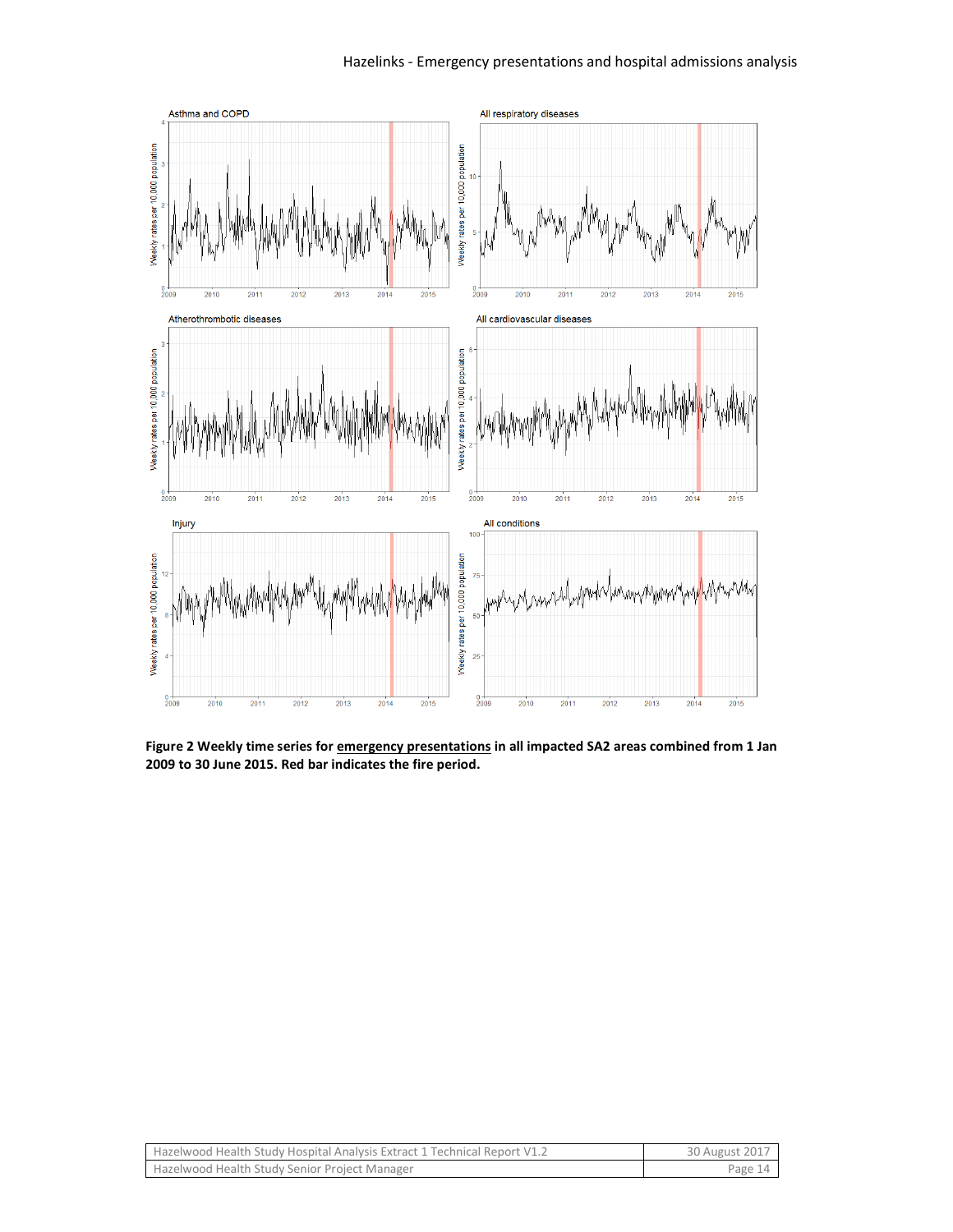**Figure 2 Weekly time series for <u>emergency presentations</u> in all impacted SA2 areas combined from 1 Jan 2009 to 30 June 2015. Red bar indicates the fire period.**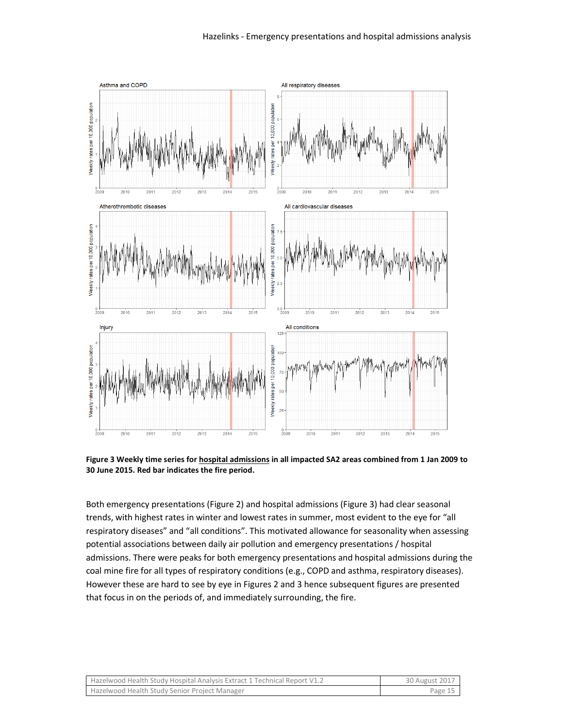**Figure 3 Weekly time series for hospital admissions in all impacted SA2 areas combined from 1 Jan 2009 to 30 June 2015. Red bar indicates the fire period.**

Both emergency presentations (Figure 2) and hospital admissions (Figure 3) had clear seasonal trends, with highest rates in winter and lowest rates in summer, most evident to the eye for "all respiratory diseases" and "all conditions". This motivated allowance for seasonality when assessing potential associations between daily air pollution and emergency presentations / hospital admissions. There were peaks for both emergency presentations and hospital admissions during the coal mine fire for all types of respiratory conditions (e.g., COPD and asthma, respiratory diseases). However these are hard to see by eye in Figures 2 and 3 hence subsequent figures are presented that focus in on the periods of, and immediately surrounding, the fire.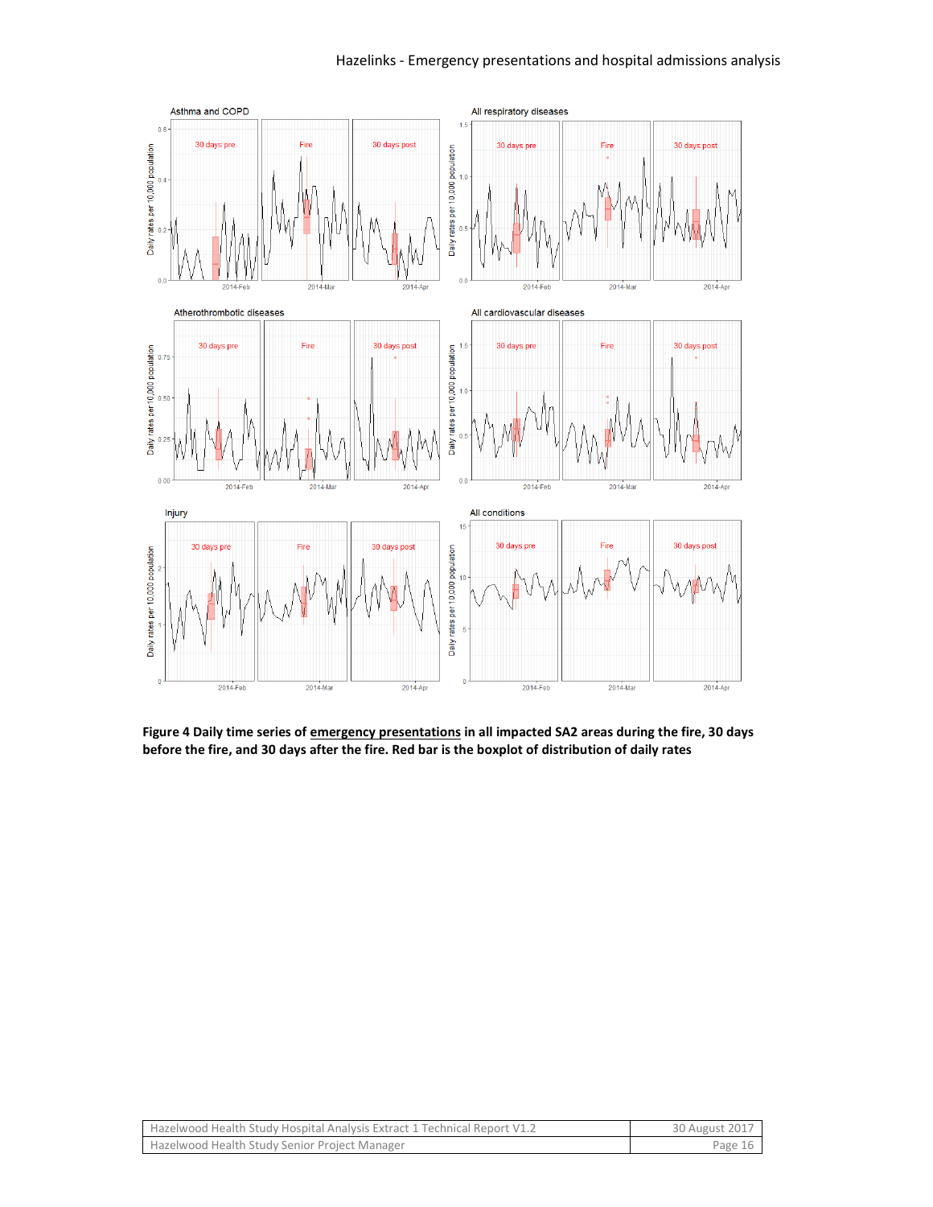**Figure 4 Daily time series of emergency presentations in all impacted SA2 areas during the fire, 30 days before the fire, and 30 days after the fire. Red bar is the boxplot of distribution of daily rates**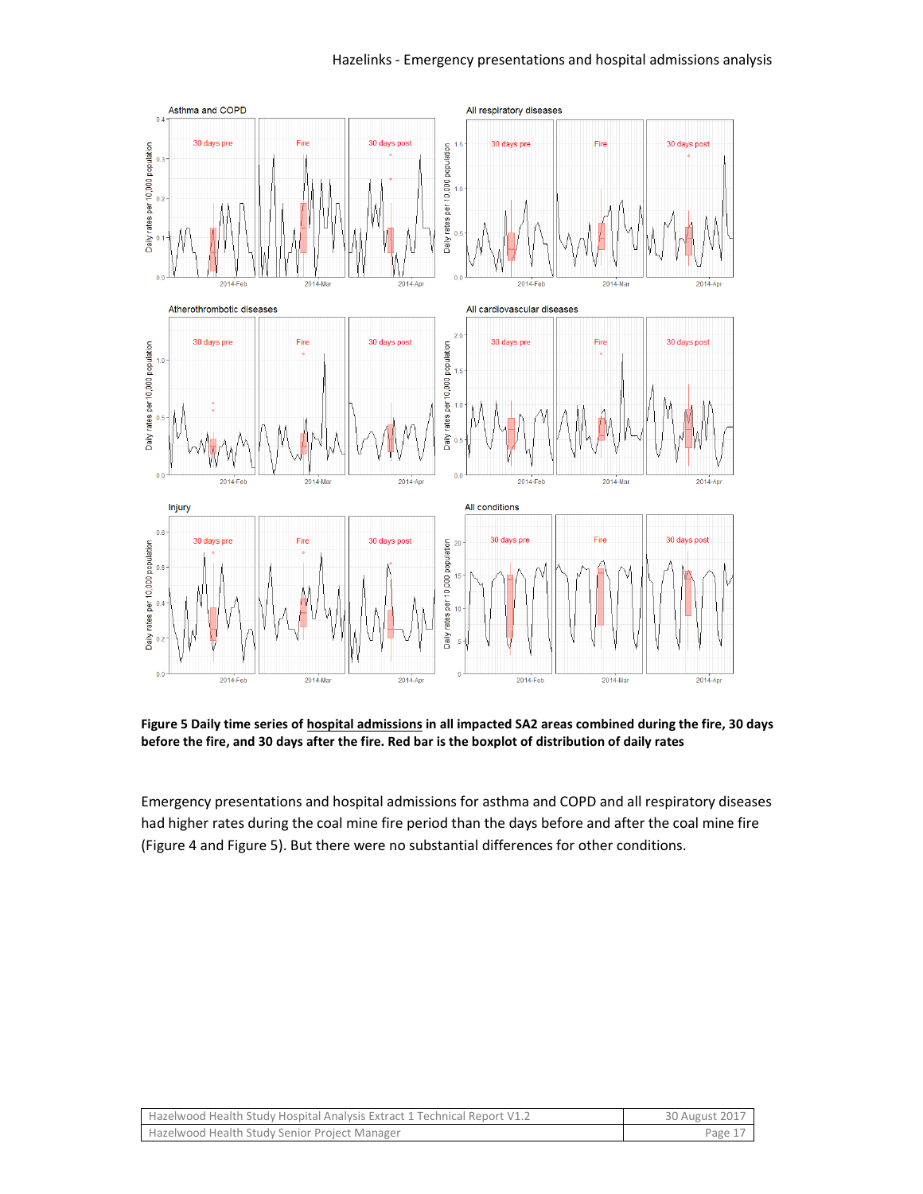**Figure 5 Daily time series of <u>hospital admissions</u> in all impacted SA2 areas combined during the fire, 30 days before the fire, and 30 days after the fire. Red bar is the boxplot of distribution of daily rates**

Emergency presentations and hospital admissions for asthma and COPD and all respiratory diseases had higher rates during the coal mine fire period than the days before and after the coal mine fire (Figure 4 and Figure 5). But there were no substantial differences for other conditions.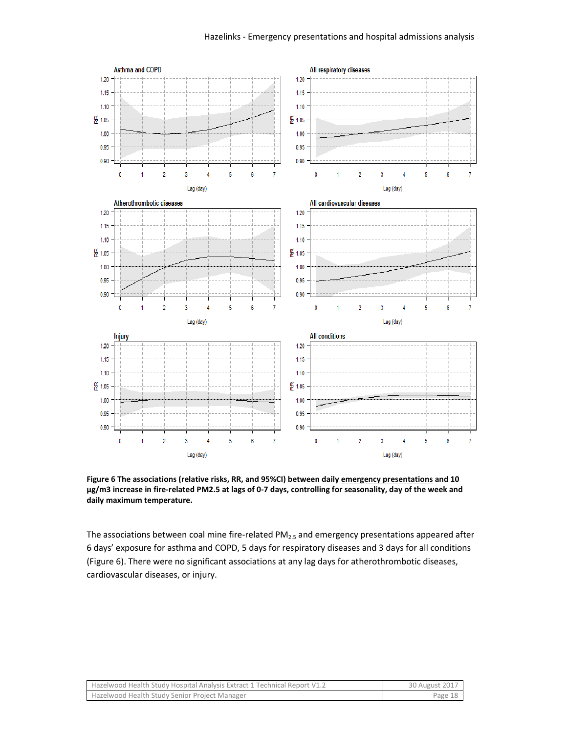**Figure 6 The associations (relative risks, RR, and 95%CI) between daily emergency presentations and 10 µg/m3 increase in fire-related PM2.5 at lags of 0-7 days, controlling for seasonality, day of the week and daily maximum temperature.**

The associations between coal mine fire-related $PM_{2.5}$ and emergency presentations appeared after 6 days' exposure for asthma and COPD, 5 days for respiratory diseases and 3 days for all conditions (Figure 6). There were no significant associations at any lag days for atherothrombotic diseases, cardiovascular diseases, or injury.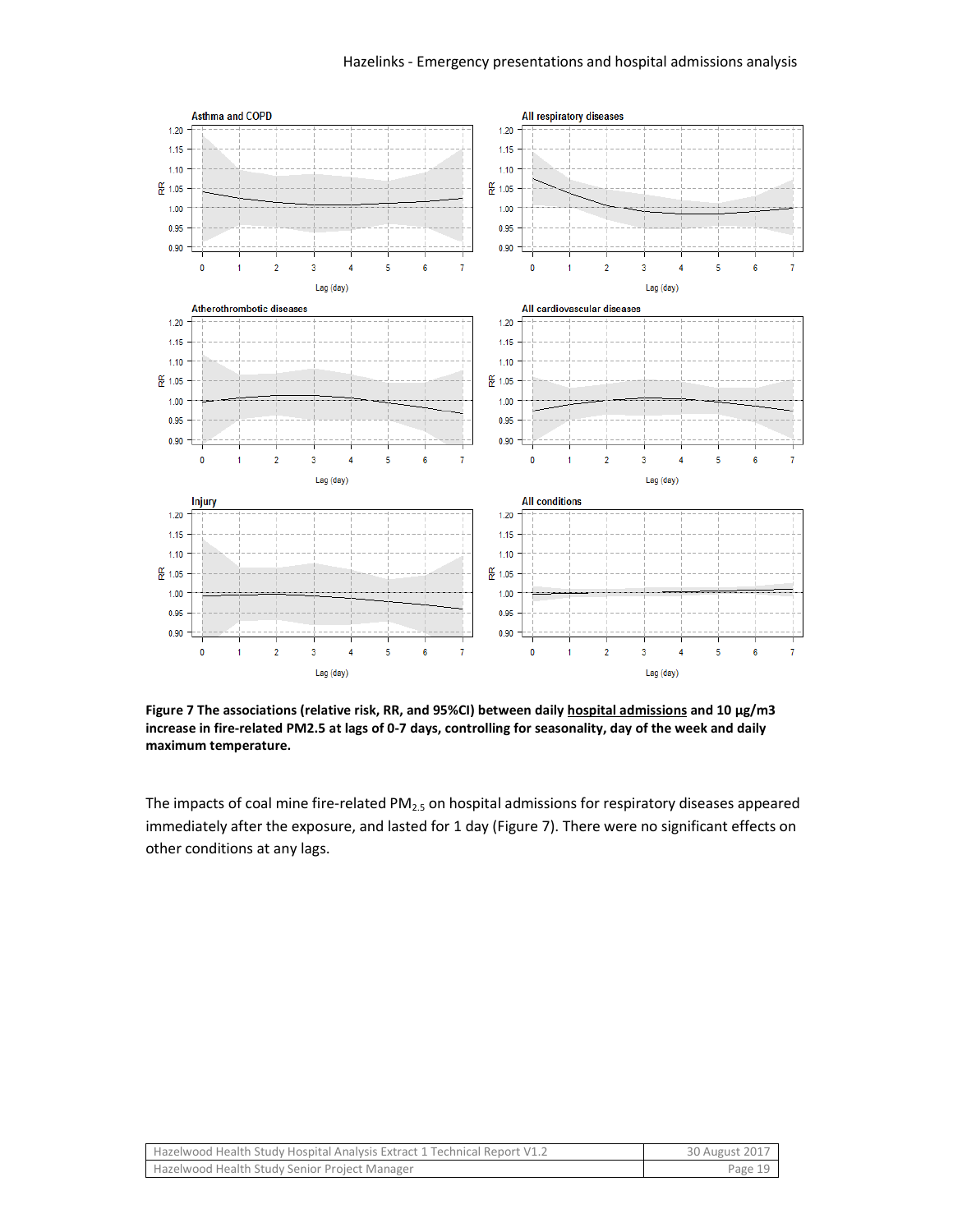**Figure 7 The associations (relative risk, RR, and 95%CI) between daily hospital admissions and 10 µg/m3 increase in fire-related PM2.5 at lags of 0-7 days, controlling for seasonality, day of the week and daily maximum temperature.**

The impacts of coal mine fire-related $PM_{2.5}$ on hospital admissions for respiratory diseases appeared immediately after the exposure, and lasted for 1 day (Figure 7). There were no significant effects on other conditions at any lags.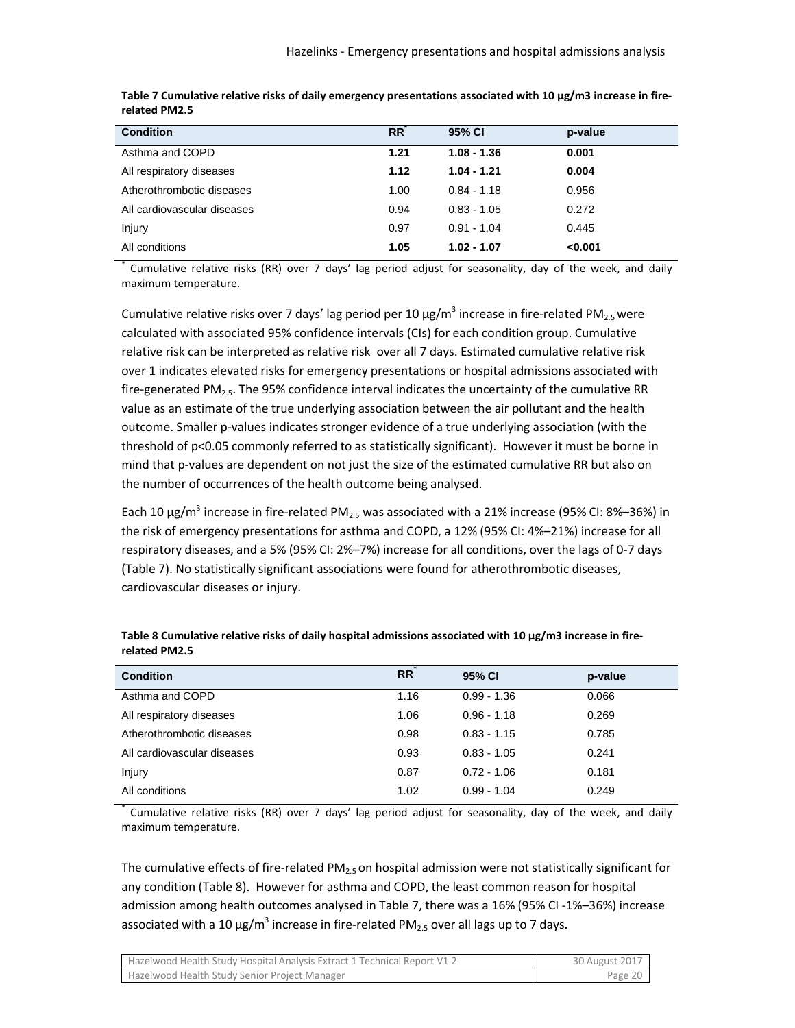**Table 7 Cumulative relative risks of daily emergency presentations associated with 10 µg/m3 increase in fire-related PM2.5**

| Condition | RR* | 95% CI | p-value |
|---|---|---|---|
| Asthma and COPD | **1.21** | **1.08 - 1.36** | **0.001** |
| All respiratory diseases | **1.12** | **1.04 - 1.21** | **0.004** |
| Atherothrombotic diseases | 1.00 | 0.84 - 1.18 | 0.956 |
| All cardiovascular diseases | 0.94 | 0.83 - 1.05 | 0.272 |
| Injury | 0.97 | 0.91 - 1.04 | 0.445 |
| All conditions | **1.05** | **1.02 - 1.07** | **<0.001** |

\* Cumulative relative risks (RR) over 7 days' lag period adjust for seasonality, day of the week, and daily maximum temperature.

Cumulative relative risks over 7 days' lag period per 10 µg/m$^3$ increase in fire-related $PM_{2.5}$ were calculated with associated 95% confidence intervals (CIs) for each condition group. Cumulative relative risk can be interpreted as relative risk over all 7 days. Estimated cumulative relative risk over 1 indicates elevated risks for emergency presentations or hospital admissions associated with fire-generated $PM_{2.5}$. The 95% confidence interval indicates the uncertainty of the cumulative RR value as an estimate of the true underlying association between the air pollutant and the health outcome. Smaller p-values indicates stronger evidence of a true underlying association (with the threshold of $p<0.05$ commonly referred to as statistically significant). However it must be borne in mind that p-values are dependent on not just the size of the estimated cumulative RR but also on the number of occurrences of the health outcome being analysed.

Each 10 µg/m$^3$ increase in fire-related $PM_{2.5}$ was associated with a 21% increase (95% CI: 8%–36%) in the risk of emergency presentations for asthma and COPD, a 12% (95% CI: 4%–21%) increase for all respiratory diseases, and a 5% (95% CI: 2%–7%) increase for all conditions, over the lags of 0-7 days (Table 7). No statistically significant associations were found for atherothrombotic diseases, cardiovascular diseases or injury.

**Table 8 Cumulative relative risks of daily hospital admissions associated with 10 µg/m3 increase in fire-related PM2.5**

| Condition | RR* | 95% CI | p-value |
|---|---|---|---|
| Asthma and COPD | 1.16 | 0.99 - 1.36 | 0.066 |
| All respiratory diseases | 1.06 | 0.96 - 1.18 | 0.269 |
| Atherothrombotic diseases | 0.98 | 0.83 - 1.15 | 0.785 |
| All cardiovascular diseases | 0.93 | 0.83 - 1.05 | 0.241 |
| Injury | 0.87 | 0.72 - 1.06 | 0.181 |
| All conditions | 1.02 | 0.99 - 1.04 | 0.249 |

\* Cumulative relative risks (RR) over 7 days' lag period adjust for seasonality, day of the week, and daily maximum temperature.

The cumulative effects of fire-related $PM_{2.5}$ on hospital admission were not statistically significant for any condition (Table 8). However for asthma and COPD, the least common reason for hospital admission among health outcomes analysed in Table 7, there was a 16% (95% CI -1%–36%) increase associated with a 10 µg/m$^3$ increase in fire-related $PM_{2.5}$ over all lags up to 7 days.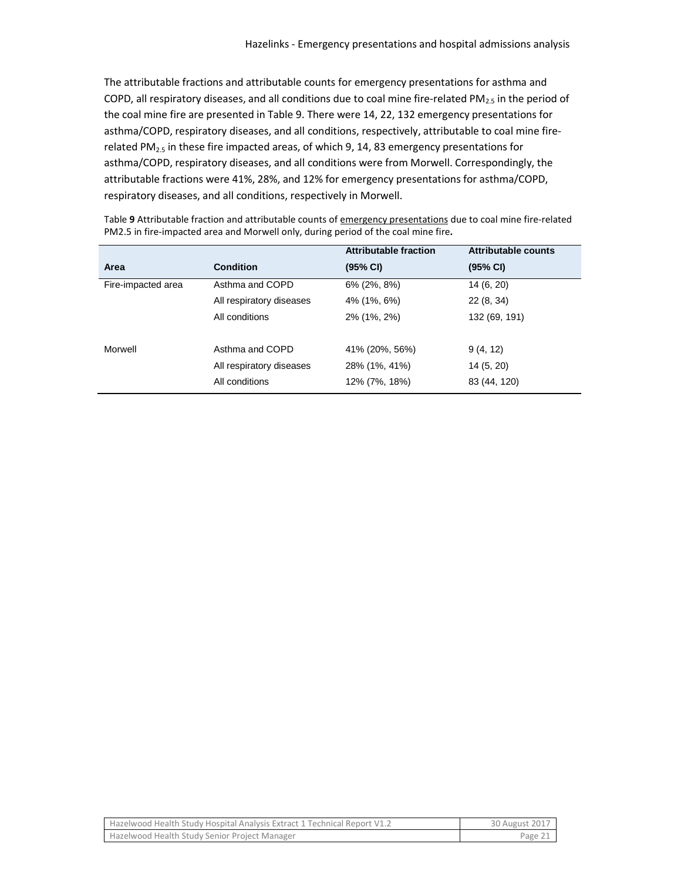The attributable fractions and attributable counts for emergency presentations for asthma and COPD, all respiratory diseases, and all conditions due to coal mine fire-related $PM_{2.5}$ in the period of the coal mine fire are presented in Table 9. There were 14, 22, 132 emergency presentations for asthma/COPD, respiratory diseases, and all conditions, respectively, attributable to coal mine fire-related $PM_{2.5}$ in these fire impacted areas, of which 9, 14, 83 emergency presentations for asthma/COPD, respiratory diseases, and all conditions were from Morwell. Correspondingly, the attributable fractions were 41%, 28%, and 12% for emergency presentations for asthma/COPD, respiratory diseases, and all conditions, respectively in Morwell.

Table **9** Attributable fraction and attributable counts of emergency presentations due to coal mine fire-related PM2.5 in fire-impacted area and Morwell only, during period of the coal mine fire**.**

| Area | Condition | Attributable fraction (95% CI) | Attributable counts (95% CI) |
|---|---|---|---|
| Fire-impacted area | Asthma and COPD | 6% (2%, 8%) | 14 (6, 20) |
| | All respiratory diseases | 4% (1%, 6%) | 22 (8, 34) |
| | All conditions | 2% (1%, 2%) | 132 (69, 191) |
| Morwell | Asthma and COPD | 41% (20%, 56%) | 9 (4, 12) |
| | All respiratory diseases | 28% (1%, 41%) | 14 (5, 20) |
| | All conditions | 12% (7%, 18%) | 83 (44, 120) |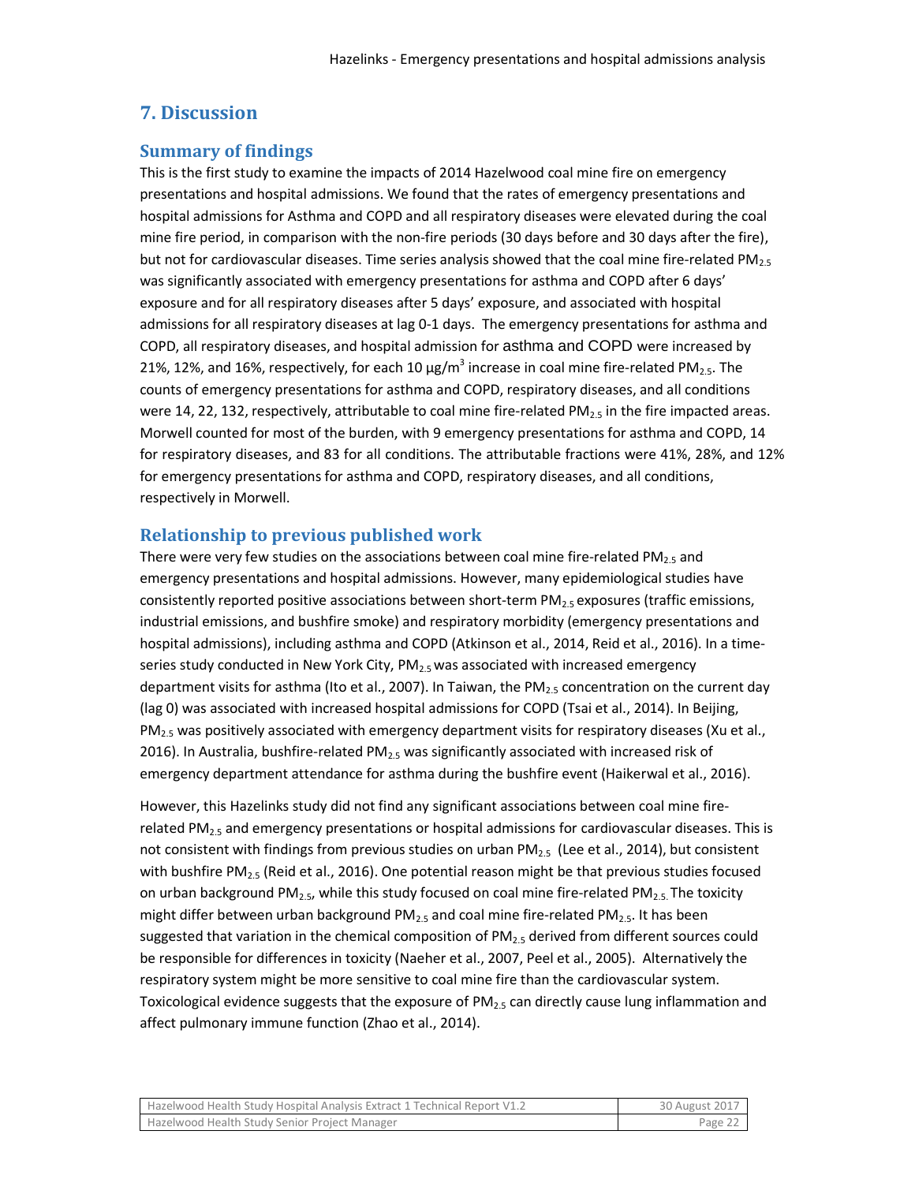# 7. Discussion

## Summary of findings

This is the first study to examine the impacts of 2014 Hazelwood coal mine fire on emergency presentations and hospital admissions. We found that the rates of emergency presentations and hospital admissions for Asthma and COPD and all respiratory diseases were elevated during the coal mine fire period, in comparison with the non-fire periods (30 days before and 30 days after the fire), but not for cardiovascular diseases. Time series analysis showed that the coal mine fire-related $PM_{2.5}$ was significantly associated with emergency presentations for asthma and COPD after 6 days' exposure and for all respiratory diseases after 5 days' exposure, and associated with hospital admissions for all respiratory diseases at lag 0-1 days. The emergency presentations for asthma and COPD, all respiratory diseases, and hospital admission for asthma and COPD were increased by 21%, 12%, and 16%, respectively, for each 10 $\mu g/m^3$ increase in coal mine fire-related $PM_{2.5}$. The counts of emergency presentations for asthma and COPD, respiratory diseases, and all conditions were 14, 22, 132, respectively, attributable to coal mine fire-related $PM_{2.5}$ in the fire impacted areas. Morwell counted for most of the burden, with 9 emergency presentations for asthma and COPD, 14 for respiratory diseases, and 83 for all conditions. The attributable fractions were 41%, 28%, and 12% for emergency presentations for asthma and COPD, respiratory diseases, and all conditions, respectively in Morwell.

## Relationship to previous published work

There were very few studies on the associations between coal mine fire-related $PM_{2.5}$ and emergency presentations and hospital admissions. However, many epidemiological studies have consistently reported positive associations between short-term $PM_{2.5}$ exposures (traffic emissions, industrial emissions, and bushfire smoke) and respiratory morbidity (emergency presentations and hospital admissions), including asthma and COPD (Atkinson et al., 2014, Reid et al., 2016). In a time-series study conducted in New York City, $PM_{2.5}$ was associated with increased emergency department visits for asthma (Ito et al., 2007). In Taiwan, the $PM_{2.5}$ concentration on the current day (lag 0) was associated with increased hospital admissions for COPD (Tsai et al., 2014). In Beijing, $PM_{2.5}$ was positively associated with emergency department visits for respiratory diseases (Xu et al., 2016). In Australia, bushfire-related $PM_{2.5}$ was significantly associated with increased risk of emergency department attendance for asthma during the bushfire event (Haikerwal et al., 2016).

However, this Hazelinks study did not find any significant associations between coal mine fire-related $PM_{2.5}$ and emergency presentations or hospital admissions for cardiovascular diseases. This is not consistent with findings from previous studies on urban $PM_{2.5}$ (Lee et al., 2014), but consistent with bushfire $PM_{2.5}$ (Reid et al., 2016). One potential reason might be that previous studies focused on urban background $PM_{2.5}$, while this study focused on coal mine fire-related $PM_{2.5}$. The toxicity might differ between urban background $PM_{2.5}$ and coal mine fire-related $PM_{2.5}$. It has been suggested that variation in the chemical composition of $PM_{2.5}$ derived from different sources could be responsible for differences in toxicity (Naeher et al., 2007, Peel et al., 2005). Alternatively the respiratory system might be more sensitive to coal mine fire than the cardiovascular system. Toxicological evidence suggests that the exposure of $PM_{2.5}$ can directly cause lung inflammation and affect pulmonary immune function (Zhao et al., 2014).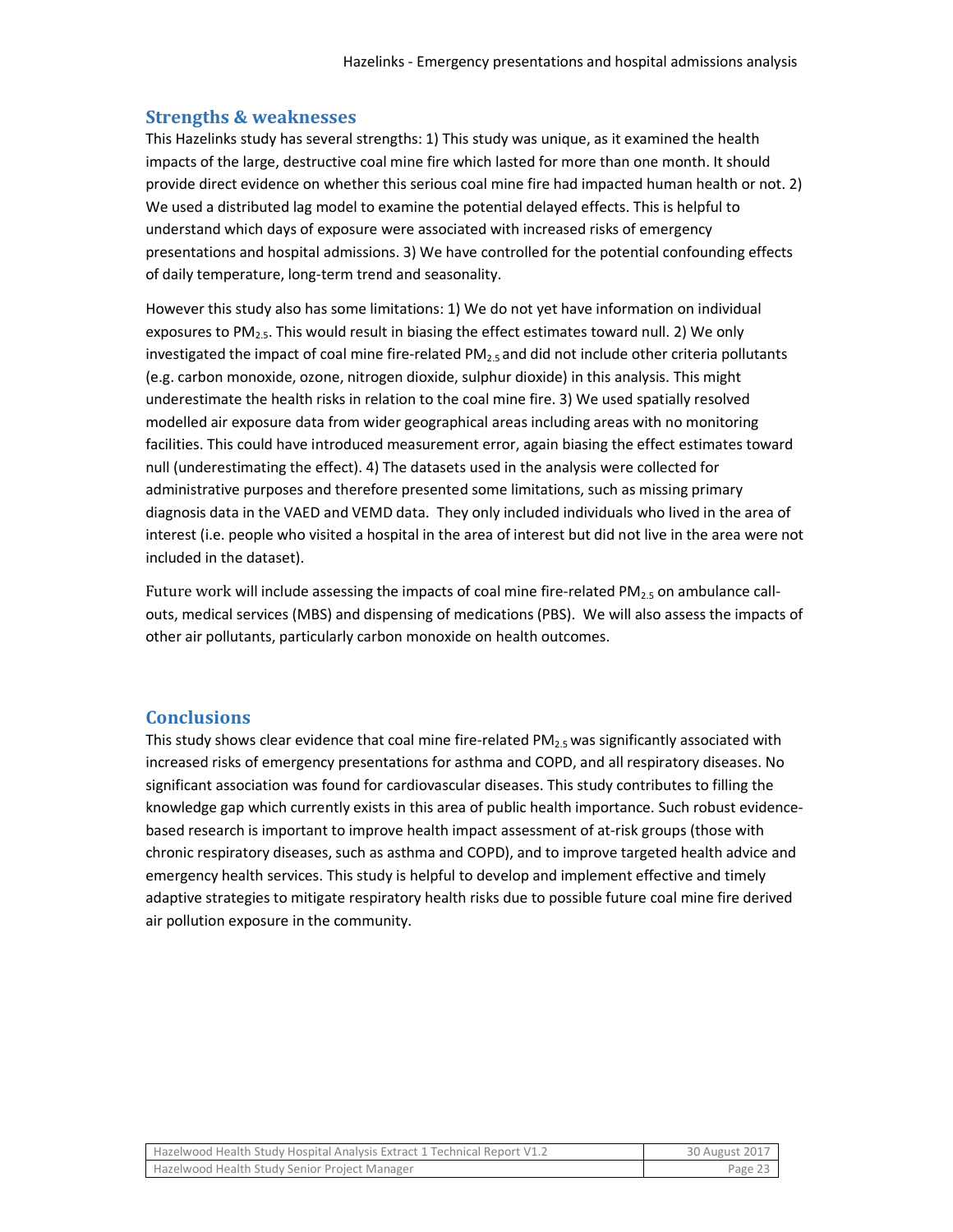## Strengths & weaknesses

This Hazelinks study has several strengths: 1) This study was unique, as it examined the health impacts of the large, destructive coal mine fire which lasted for more than one month. It should provide direct evidence on whether this serious coal mine fire had impacted human health or not. 2) We used a distributed lag model to examine the potential delayed effects. This is helpful to understand which days of exposure were associated with increased risks of emergency presentations and hospital admissions. 3) We have controlled for the potential confounding effects of daily temperature, long-term trend and seasonality.

However this study also has some limitations: 1) We do not yet have information on individual exposures to $PM_{2.5}$. This would result in biasing the effect estimates toward null. 2) We only investigated the impact of coal mine fire-related $PM_{2.5}$ and did not include other criteria pollutants (e.g. carbon monoxide, ozone, nitrogen dioxide, sulphur dioxide) in this analysis. This might underestimate the health risks in relation to the coal mine fire. 3) We used spatially resolved modelled air exposure data from wider geographical areas including areas with no monitoring facilities. This could have introduced measurement error, again biasing the effect estimates toward null (underestimating the effect). 4) The datasets used in the analysis were collected for administrative purposes and therefore presented some limitations, such as missing primary diagnosis data in the VAED and VEMD data. They only included individuals who lived in the area of interest (i.e. people who visited a hospital in the area of interest but did not live in the area were not included in the dataset).

Future work will include assessing the impacts of coal mine fire-related $PM_{2.5}$ on ambulance call-outs, medical services (MBS) and dispensing of medications (PBS). We will also assess the impacts of other air pollutants, particularly carbon monoxide on health outcomes.

## Conclusions

This study shows clear evidence that coal mine fire-related $PM_{2.5}$ was significantly associated with increased risks of emergency presentations for asthma and COPD, and all respiratory diseases. No significant association was found for cardiovascular diseases. This study contributes to filling the knowledge gap which currently exists in this area of public health importance. Such robust evidence-based research is important to improve health impact assessment of at-risk groups (those with chronic respiratory diseases, such as asthma and COPD), and to improve targeted health advice and emergency health services. This study is helpful to develop and implement effective and timely adaptive strategies to mitigate respiratory health risks due to possible future coal mine fire derived air pollution exposure in the community.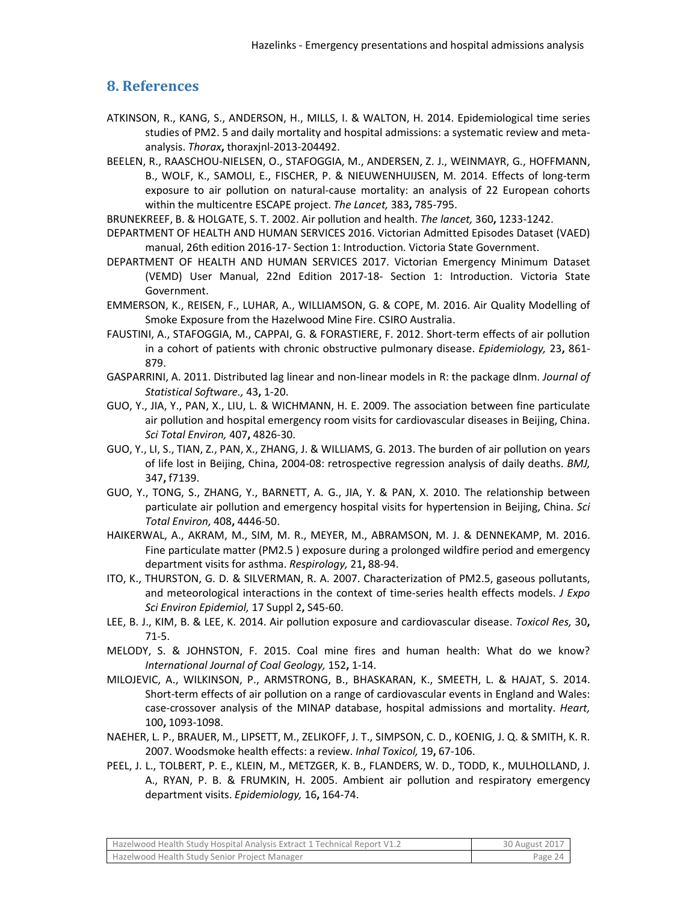## 8. References

ATKINSON, R., KANG, S., ANDERSON, H., MILLS, I. & WALTON, H. 2014. Epidemiological time series studies of PM2. 5 and daily mortality and hospital admissions: a systematic review and meta-analysis. *Thorax*, thoraxjnl-2013-204492.

BEELEN, R., RAASCHOU-NIELSEN, O., STAFOGGIA, M., ANDERSEN, Z. J., WEINMAYR, G., HOFFMANN, B., WOLF, K., SAMOLI, E., FISCHER, P. & NIEUWENHUIJSEN, M. 2014. Effects of long-term exposure to air pollution on natural-cause mortality: an analysis of 22 European cohorts within the multicentre ESCAPE project. *The Lancet,* 383**,** 785-795.

BRUNEKREEF, B. & HOLGATE, S. T. 2002. Air pollution and health. *The lancet,* 360**,** 1233-1242.

DEPARTMENT OF HEALTH AND HUMAN SERVICES 2016. Victorian Admitted Episodes Dataset (VAED) manual, 26th edition 2016-17- Section 1: Introduction. Victoria State Government.

DEPARTMENT OF HEALTH AND HUMAN SERVICES 2017. Victorian Emergency Minimum Dataset (VEMD) User Manual, 22nd Edition 2017-18- Section 1: Introduction. Victoria State Government.

EMMERSON, K., REISEN, F., LUHAR, A., WILLIAMSON, G. & COPE, M. 2016. Air Quality Modelling of Smoke Exposure from the Hazelwood Mine Fire. CSIRO Australia.

FAUSTINI, A., STAFOGGIA, M., CAPPAI, G. & FORASTIERE, F. 2012. Short-term effects of air pollution in a cohort of patients with chronic obstructive pulmonary disease. *Epidemiology,* 23**,** 861-879.

GASPARRINI, A. 2011. Distributed lag linear and non-linear models in R: the package dlnm. *Journal of Statistical Software.,* 43**,** 1-20.

GUO, Y., JIA, Y., PAN, X., LIU, L. & WICHMANN, H. E. 2009. The association between fine particulate air pollution and hospital emergency room visits for cardiovascular diseases in Beijing, China. *Sci Total Environ,* 407**,** 4826-30.

GUO, Y., LI, S., TIAN, Z., PAN, X., ZHANG, J. & WILLIAMS, G. 2013. The burden of air pollution on years of life lost in Beijing, China, 2004-08: retrospective regression analysis of daily deaths. *BMJ,* 347**,** f7139.

GUO, Y., TONG, S., ZHANG, Y., BARNETT, A. G., JIA, Y. & PAN, X. 2010. The relationship between particulate air pollution and emergency hospital visits for hypertension in Beijing, China. *Sci Total Environ,* 408**,** 4446-50.

HAIKERWAL, A., AKRAM, M., SIM, M. R., MEYER, M., ABRAMSON, M. J. & DENNEKAMP, M. 2016. Fine particulate matter (PM2.5 ) exposure during a prolonged wildfire period and emergency department visits for asthma. *Respirology,* 21**,** 88-94.

ITO, K., THURSTON, G. D. & SILVERMAN, R. A. 2007. Characterization of PM2.5, gaseous pollutants, and meteorological interactions in the context of time-series health effects models. *J Expo Sci Environ Epidemiol,* 17 Suppl 2**,** S45-60.

LEE, B. J., KIM, B. & LEE, K. 2014. Air pollution exposure and cardiovascular disease. *Toxicol Res,* 30**,** 71-5.

MELODY, S. & JOHNSTON, F. 2015. Coal mine fires and human health: What do we know? *International Journal of Coal Geology,* 152**,** 1-14.

MILOJEVIC, A., WILKINSON, P., ARMSTRONG, B., BHASKARAN, K., SMEETH, L. & HAJAT, S. 2014. Short-term effects of air pollution on a range of cardiovascular events in England and Wales: case-crossover analysis of the MINAP database, hospital admissions and mortality. *Heart,* 100**,** 1093-1098.

NAEHER, L. P., BRAUER, M., LIPSETT, M., ZELIKOFF, J. T., SIMPSON, C. D., KOENIG, J. Q. & SMITH, K. R. 2007. Woodsmoke health effects: a review. *Inhal Toxicol,* 19**,** 67-106.

PEEL, J. L., TOLBERT, P. E., KLEIN, M., METZGER, K. B., FLANDERS, W. D., TODD, K., MULHOLLAND, J. A., RYAN, P. B. & FRUMKIN, H. 2005. Ambient air pollution and respiratory emergency department visits. *Epidemiology,* 16**,** 164-74.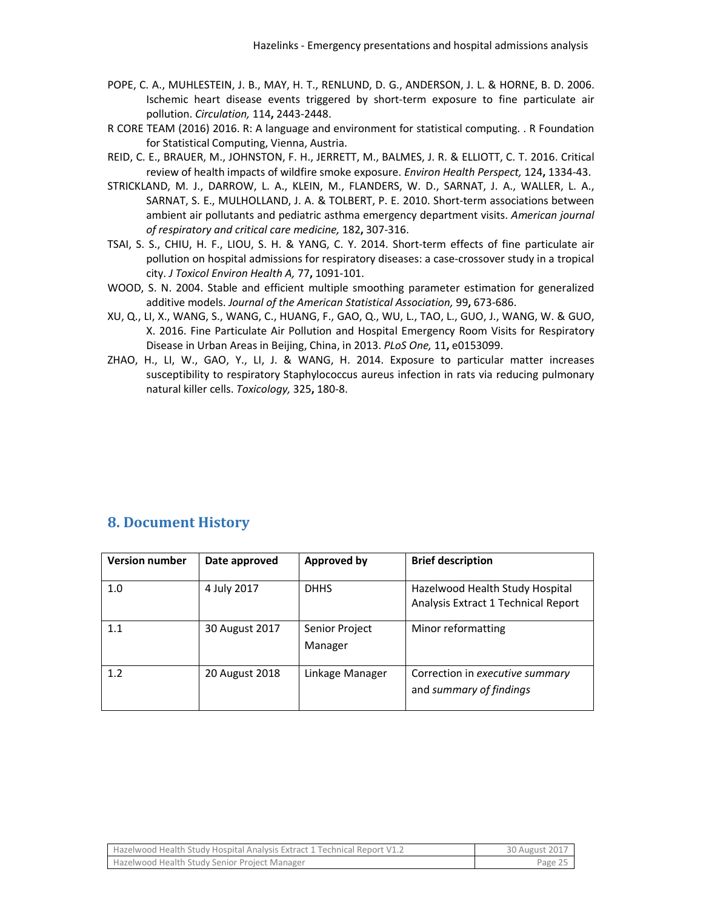POPE, C. A., MUHLESTEIN, J. B., MAY, H. T., RENLUND, D. G., ANDERSON, J. L. & HORNE, B. D. 2006. Ischemic heart disease events triggered by short-term exposure to fine particulate air pollution. *Circulation,* 114**,** 2443-2448.

R CORE TEAM (2016) 2016. R: A language and environment for statistical computing. . R Foundation for Statistical Computing, Vienna, Austria.

REID, C. E., BRAUER, M., JOHNSTON, F. H., JERRETT, M., BALMES, J. R. & ELLIOTT, C. T. 2016. Critical review of health impacts of wildfire smoke exposure. *Environ Health Perspect,* 124**,** 1334-43.

STRICKLAND, M. J., DARROW, L. A., KLEIN, M., FLANDERS, W. D., SARNAT, J. A., WALLER, L. A., SARNAT, S. E., MULHOLLAND, J. A. & TOLBERT, P. E. 2010. Short-term associations between ambient air pollutants and pediatric asthma emergency department visits. *American journal of respiratory and critical care medicine,* 182**,** 307-316.

TSAI, S. S., CHIU, H. F., LIOU, S. H. & YANG, C. Y. 2014. Short-term effects of fine particulate air pollution on hospital admissions for respiratory diseases: a case-crossover study in a tropical city. *J Toxicol Environ Health A,* 77**,** 1091-101.

WOOD, S. N. 2004. Stable and efficient multiple smoothing parameter estimation for generalized additive models. *Journal of the American Statistical Association,* 99**,** 673-686.

XU, Q., LI, X., WANG, S., WANG, C., HUANG, F., GAO, Q., WU, L., TAO, L., GUO, J., WANG, W. & GUO, X. 2016. Fine Particulate Air Pollution and Hospital Emergency Room Visits for Respiratory Disease in Urban Areas in Beijing, China, in 2013. *PLoS One,* 11**,** e0153099.

ZHAO, H., LI, W., GAO, Y., LI, J. & WANG, H. 2014. Exposure to particular matter increases susceptibility to respiratory Staphylococcus aureus infection in rats via reducing pulmonary natural killer cells. *Toxicology,* 325**,** 180-8.

## 8. Document History

| Version number | Date approved | Approved by | Brief description |
|---|---|---|---|
| 1.0 | 4 July 2017 | DHHS | Hazelwood Health Study Hospital Analysis Extract 1 Technical Report |
| 1.1 | 30 August 2017 | Senior Project Manager | Minor reformatting |
| 1.2 | 20 August 2018 | Linkage Manager | Correction in *executive summary* and *summary of findings* |